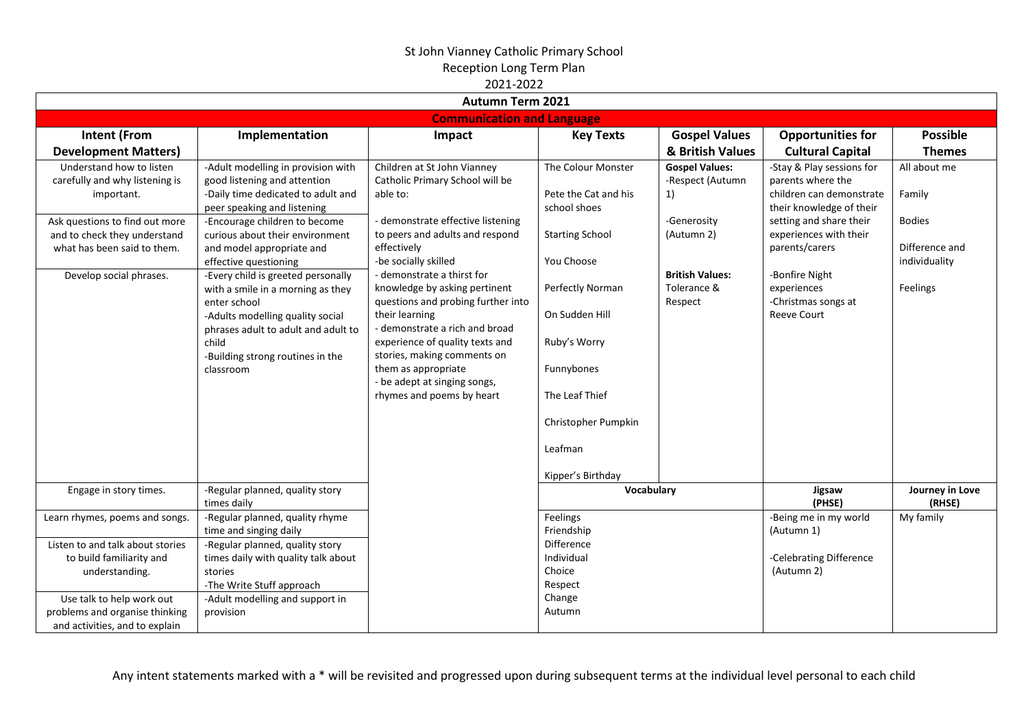# St John Vianney Catholic Primary School

## Reception Long Term Plan

### 2021-2022

| Autumn Term 2021 | | | | | | |
|---|---|---|---|---|---|---|
| **Communication and Language** | | | | | | |
| **Intent (From Development Matters)** | **Implementation** | **Impact** | **Key Texts** | **Gospel Values & British Values** | **Opportunities for Cultural Capital** | **Possible Themes** |
| Understand how to listen carefully and why listening is important.<br><br>Ask questions to find out more and to check they understand what has been said to them.<br><br>Develop social phrases. | -Adult modelling in provision with good listening and attention<br>-Daily time dedicated to adult and peer speaking and listening<br>-Encourage children to become curious about their environment and model appropriate and effective questioning<br>-Every child is greeted personally with a smile in a morning as they enter school<br>-Adults modelling quality social phrases adult to adult and adult to child<br>-Building strong routines in the classroom | Children at St John Vianney Catholic Primary School will be able to:<br><br>- demonstrate effective listening to peers and adults and respond effectively<br>-be socially skilled<br>- demonstrate a thirst for knowledge by asking pertinent questions and probing further into their learning<br>- demonstrate a rich and broad experience of quality texts and stories, making comments on them as appropriate<br>- be adept at singing songs, rhymes and poems by heart | The Colour Monster<br><br>Pete the Cat and his school shoes<br><br>Starting School<br><br>You Choose<br><br>Perfectly Norman<br><br>On Sudden Hill<br><br>Ruby's Worry<br><br>Funnybones<br><br>The Leaf Thief<br><br>Christopher Pumpkin<br><br>Leafman<br><br>Kipper's Birthday | **Gospel Values:**<br>-Respect (Autumn 1)<br><br>-Generosity (Autumn 2)<br><br>**British Values:**<br>Tolerance & Respect | -Stay & Play sessions for parents where the children can demonstrate their knowledge of their setting and share their experiences with their parents/carers<br><br>-Bonfire Night experiences<br>-Christmas songs at Reeve Court | All about me<br><br>Family<br><br>Bodies<br><br>Difference and individuality<br><br>Feelings |
| Engage in story times. | -Regular planned, quality story times daily | | **Vocabulary** | | **Jigsaw (PHSE)** | **Journey in Love (RHSE)** |
| Learn rhymes, poems and songs.<br><br>Listen to and talk about stories to build familiarity and understanding.<br><br>Use talk to help work out problems and organise thinking and activities, and to explain | -Regular planned, quality rhyme time and singing daily<br>-Regular planned, quality story times daily with quality talk about stories<br>-The Write Stuff approach<br>-Adult modelling and support in provision | | Feelings<br>Friendship<br>Difference<br>Individual<br>Choice<br>Respect<br>Change<br>Autumn | | -Being me in my world (Autumn 1)<br><br>-Celebrating Difference (Autumn 2) | My family |

Any intent statements marked with a * will be revisited and progressed upon during subsequent terms at the individual level personal to each child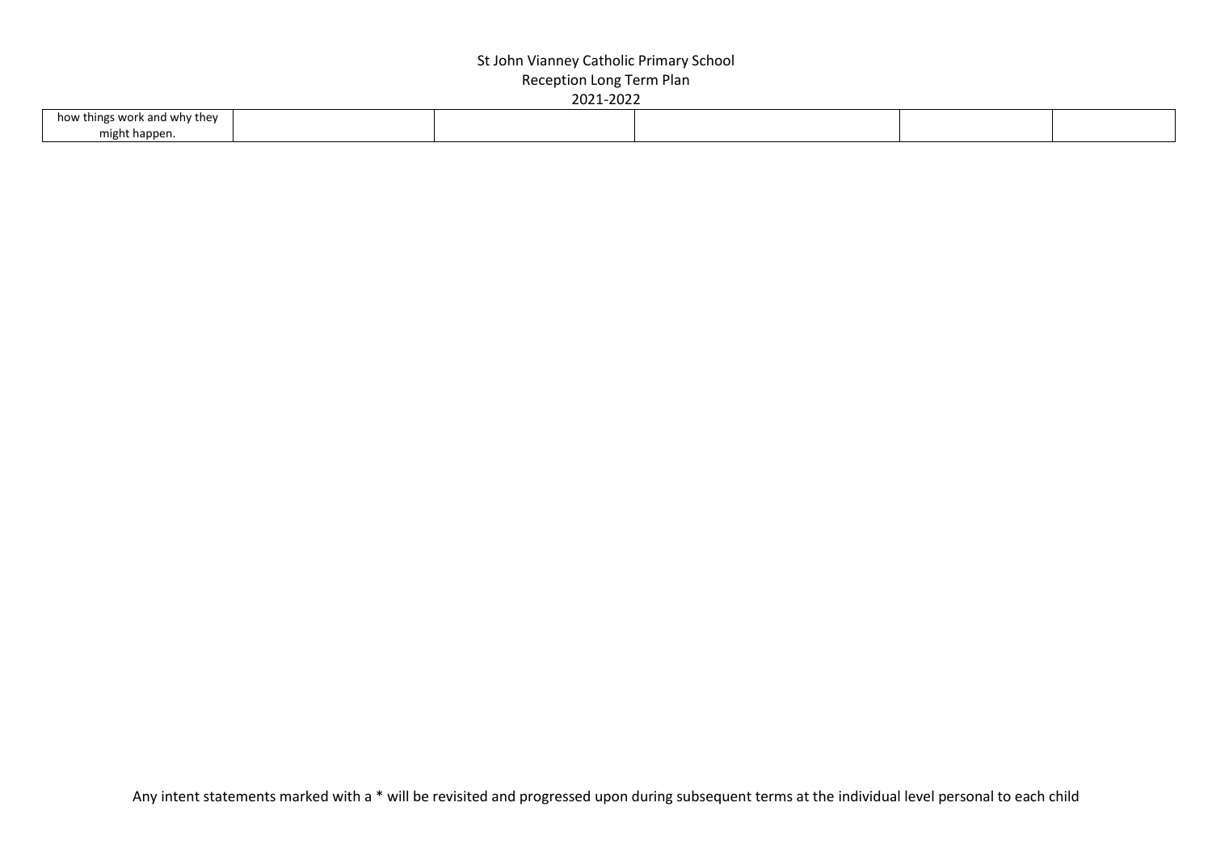| how things work and why they might happen. | | | | | |
|---|---|---|---|---|---|

Any intent statements marked with a * will be revisited and progressed upon during subsequent terms at the individual level personal to each child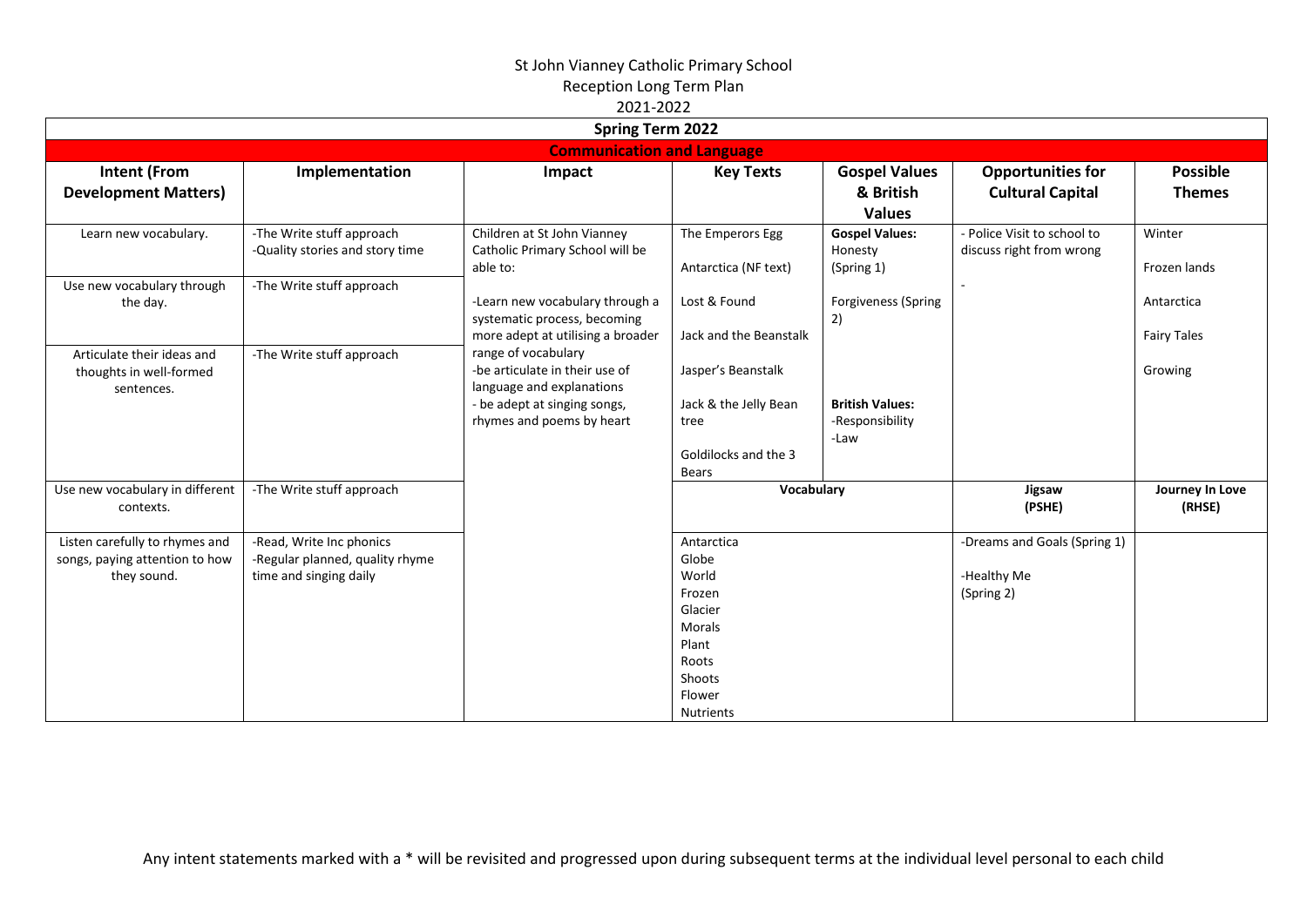St John Vianney Catholic Primary School
Reception Long Term Plan
2021-2022

| Spring Term 2022 | | | | | | |
|---|---|---|---|---|---|---|
| **Communication and Language** | | | | | | |
| **Intent (From Development Matters)** | **Implementation** | **Impact** | **Key Texts** | **Gospel Values & British Values** | **Opportunities for Cultural Capital** | **Possible Themes** |
| Learn new vocabulary. | -The Write stuff approach<br>-Quality stories and story time | Children at St John Vianney Catholic Primary School will be able to:<br><br>-Learn new vocabulary through a systematic process, becoming more adept at utilising a broader range of vocabulary<br>-be articulate in their use of language and explanations<br>- be adept at singing songs, rhymes and poems by heart | The Emperors Egg<br><br>Antarctica (NF text)<br><br>Lost & Found<br><br>Jack and the Beanstalk<br><br>Jasper's Beanstalk<br><br>Jack & the Jelly Bean tree<br><br>Goldilocks and the 3 Bears | **Gospel Values:**<br>Honesty<br>(Spring 1)<br><br>Forgiveness (Spring 2)<br><br>**British Values:**<br>-Responsibility<br>-Law | - Police Visit to school to discuss right from wrong<br><br>- | Winter<br><br>Frozen lands<br><br>Antarctica<br><br>Fairy Tales<br><br>Growing |
| Use new vocabulary through the day. | -The Write stuff approach | | | | | |
| Articulate their ideas and thoughts in well-formed sentences. | -The Write stuff approach | | | | | |
| Use new vocabulary in different contexts. | -The Write stuff approach | | **Vocabulary** | | **Jigsaw (PSHE)** | **Journey In Love (RHSE)** |
| Listen carefully to rhymes and songs, paying attention to how they sound. | -Read, Write Inc phonics<br>-Regular planned, quality rhyme time and singing daily | | Antarctica<br>Globe<br>World<br>Frozen<br>Glacier<br>Morals<br>Plant<br>Roots<br>Shoots<br>Flower<br>Nutrients | | -Dreams and Goals (Spring 1)<br><br>-Healthy Me<br>(Spring 2) | |

Any intent statements marked with a * will be revisited and progressed upon during subsequent terms at the individual level personal to each child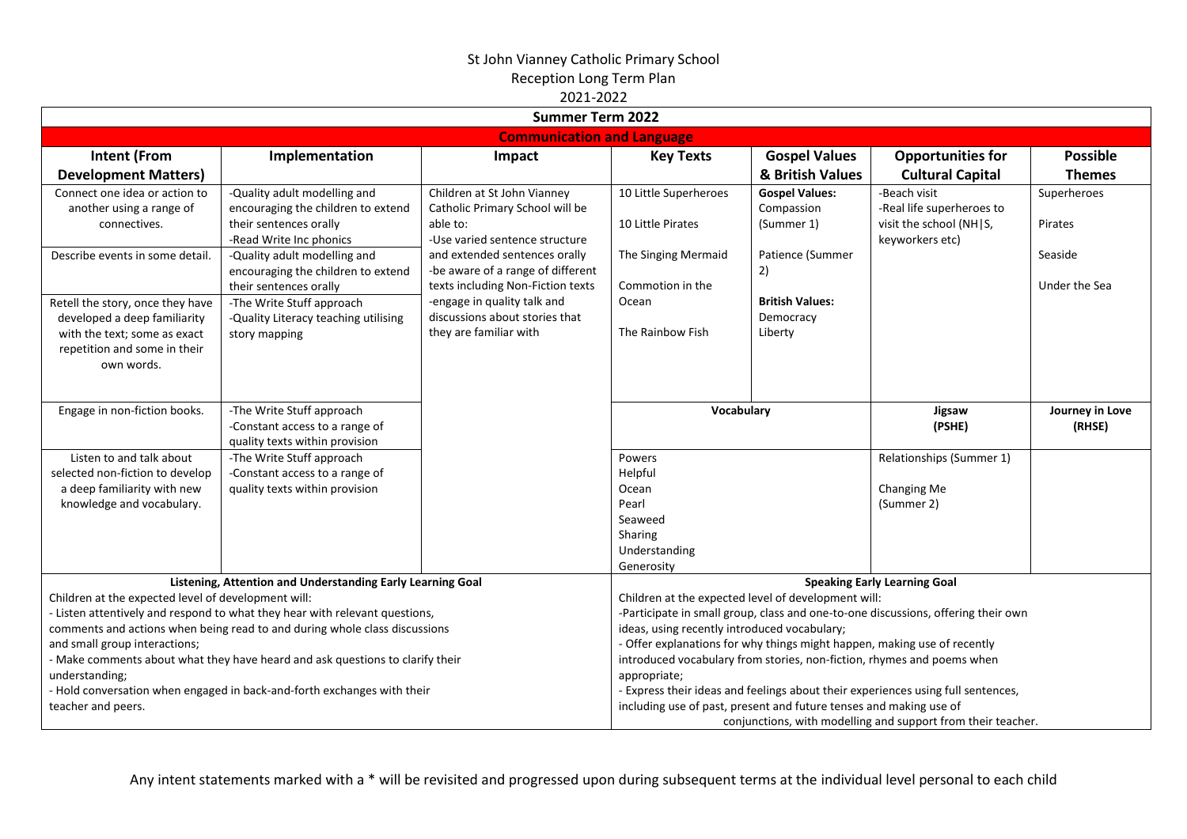# St John Vianney Catholic Primary School

## Reception Long Term Plan

### 2021-2022

**Summer Term 2022**

**Communication and Language**

| Intent (From Development Matters) | Implementation | Impact | Key Texts | Gospel Values & British Values | Opportunities for Cultural Capital | Possible Themes |
|---|---|---|---|---|---|---|
| Connect one idea or action to another using a range of connectives. | -Quality adult modelling and encouraging the children to extend their sentences orally<br>-Read Write Inc phonics | Children at St John Vianney Catholic Primary School will be able to:<br>-Use varied sentence structure and extended sentences orally<br>-be aware of a range of different texts including Non-Fiction texts<br>-engage in quality talk and discussions about stories that they are familiar with | 10 Little Superheroes<br><br>10 Little Pirates<br><br>The Singing Mermaid<br><br>Commotion in the Ocean<br><br>The Rainbow Fish | **Gospel Values:**<br>Compassion (Summer 1)<br><br>Patience (Summer 2)<br><br>**British Values:**<br>Democracy<br>Liberty | -Beach visit<br>-Real life superheroes to visit the school (NH\|S, keyworkers etc) | Superheroes<br><br>Pirates<br><br>Seaside<br><br>Under the Sea |
| Describe events in some detail. | -Quality adult modelling and encouraging the children to extend their sentences orally | | | | | |
| Retell the story, once they have developed a deep familiarity with the text; some as exact repetition and some in their own words. | -The Write Stuff approach<br>-Quality Literacy teaching utilising story mapping | | | | | |
| Engage in non-fiction books. | -The Write Stuff approach<br>-Constant access to a range of quality texts within provision | | **Vocabulary** | | **Jigsaw (PSHE)** | **Journey in Love (RHSE)** |
| Listen to and talk about selected non-fiction to develop a deep familiarity with new knowledge and vocabulary. | -The Write Stuff approach<br>-Constant access to a range of quality texts within provision | | Powers<br>Helpful<br>Ocean<br>Pearl<br>Seaweed<br>Sharing<br>Understanding<br>Generosity | | Relationships (Summer 1)<br><br>Changing Me (Summer 2) | |

| Listening, Attention and Understanding Early Learning Goal | Speaking Early Learning Goal |
|---|---|
| Children at the expected level of development will:<br>- Listen attentively and respond to what they hear with relevant questions, comments and actions when being read to and during whole class discussions and small group interactions;<br>- Make comments about what they have heard and ask questions to clarify their understanding;<br>- Hold conversation when engaged in back-and-forth exchanges with their teacher and peers. | Children at the expected level of development will:<br>-Participate in small group, class and one-to-one discussions, offering their own ideas, using recently introduced vocabulary;<br>- Offer explanations for why things might happen, making use of recently introduced vocabulary from stories, non-fiction, rhymes and poems when appropriate;<br>- Express their ideas and feelings about their experiences using full sentences, including use of past, present and future tenses and making use of conjunctions, with modelling and support from their teacher. |

Any intent statements marked with a * will be revisited and progressed upon during subsequent terms at the individual level personal to each child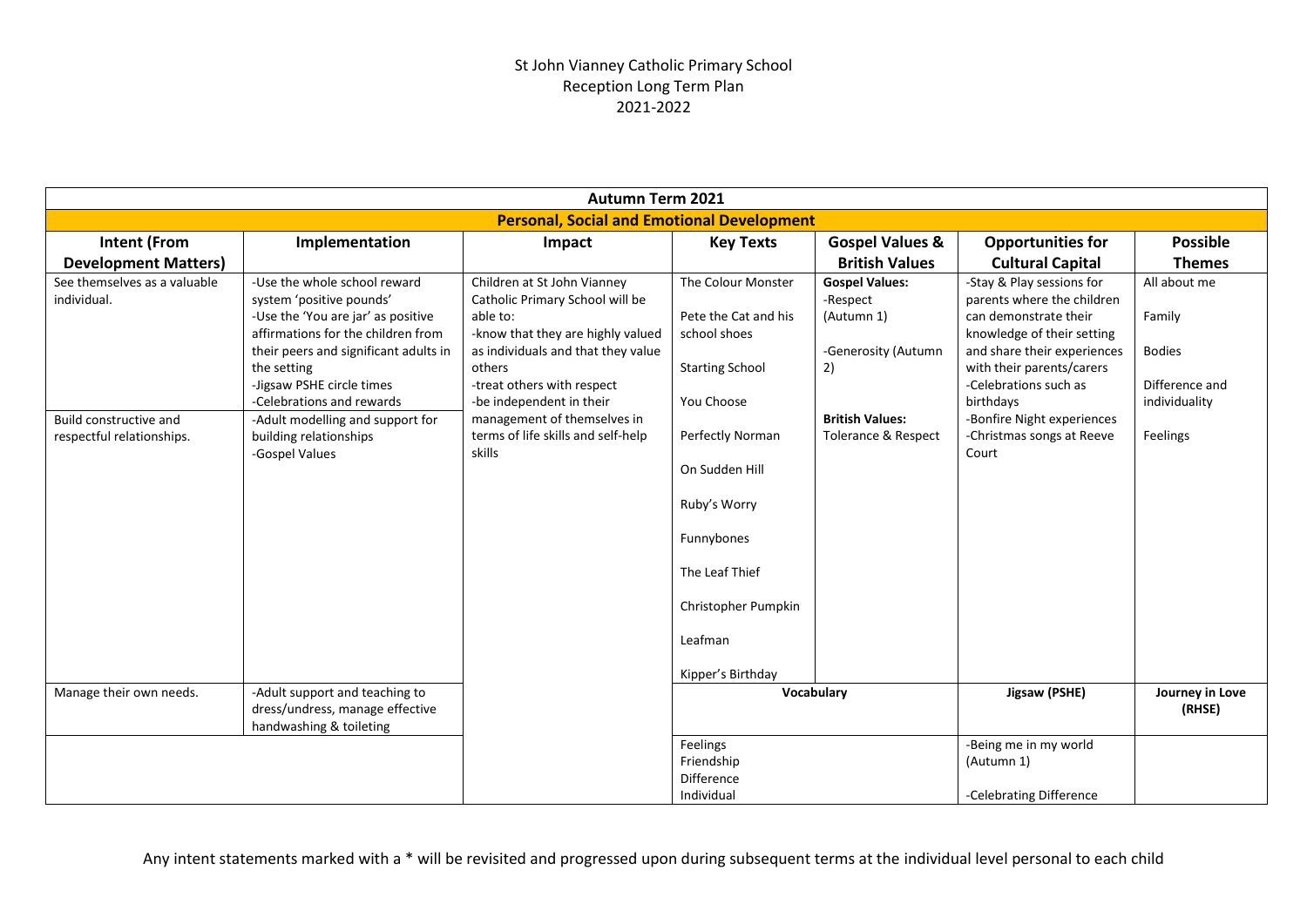St John Vianney Catholic Primary School
Reception Long Term Plan
2021-2022

| Autumn Term 2021 | | | | | | |
|---|---|---|---|---|---|---|
| **Personal, Social and Emotional Development** | | | | | | |
| **Intent (From Development Matters)** | **Implementation** | **Impact** | **Key Texts** | **Gospel Values & British Values** | **Opportunities for Cultural Capital** | **Possible Themes** |
| See themselves as a valuable individual.<br><br>Build constructive and respectful relationships. | -Use the whole school reward system 'positive pounds'<br>-Use the 'You are jar' as positive affirmations for the children from their peers and significant adults in the setting<br>-Jigsaw PSHE circle times<br>-Celebrations and rewards<br>-Adult modelling and support for building relationships<br>-Gospel Values | Children at St John Vianney Catholic Primary School will be able to:<br>-know that they are highly valued as individuals and that they value others<br>-treat others with respect<br>-be independent in their management of themselves in terms of life skills and self-help skills | The Colour Monster<br><br>Pete the Cat and his school shoes<br><br>Starting School<br><br>You Choose<br><br>Perfectly Norman<br><br>On Sudden Hill<br><br>Ruby's Worry<br><br>Funnybones<br><br>The Leaf Thief<br><br>Christopher Pumpkin<br><br>Leafman<br><br>Kipper's Birthday | **Gospel Values:**<br>-Respect (Autumn 1)<br><br>-Generosity (Autumn 2)<br><br>**British Values:**<br>Tolerance & Respect | -Stay & Play sessions for parents where the children can demonstrate their knowledge of their setting and share their experiences with their parents/carers<br>-Celebrations such as birthdays<br>-Bonfire Night experiences<br>-Christmas songs at Reeve Court | All about me<br><br>Family<br><br>Bodies<br><br>Difference and individuality<br><br>Feelings |
| Manage their own needs. | -Adult support and teaching to dress/undress, manage effective handwashing & toileting | | **Vocabulary** | | **Jigsaw (PSHE)** | **Journey in Love (RHSE)** |
| | | | Feelings<br>Friendship<br>Difference<br>Individual | | -Being me in my world (Autumn 1)<br><br>-Celebrating Difference | |

Any intent statements marked with a * will be revisited and progressed upon during subsequent terms at the individual level personal to each child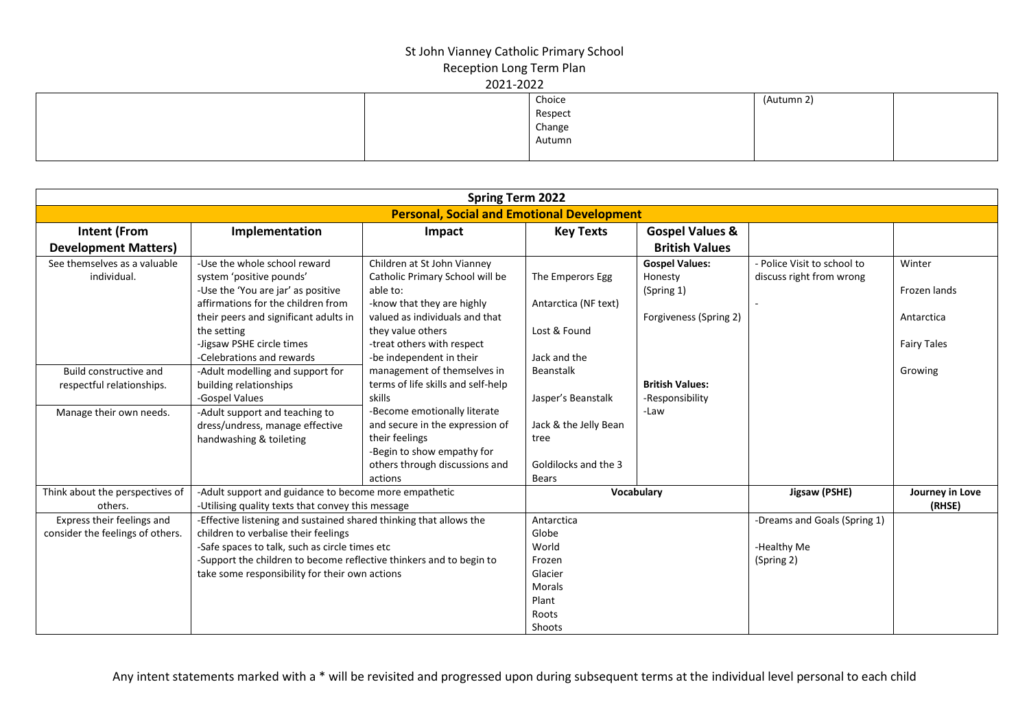St John Vianney Catholic Primary School
Reception Long Term Plan
2021-2022

| | | | | |
|---|---|---|---|---|
| | | Choice<br>Respect<br>Change<br>Autumn | (Autumn 2) | |

| Spring Term 2022 | | | | | | |
|---|---|---|---|---|---|---|
| **Personal, Social and Emotional Development** | | | | | | |
| **Intent (From Development Matters)** | **Implementation** | **Impact** | **Key Texts** | **Gospel Values & British Values** | | |
| See themselves as a valuable individual. | -Use the whole school reward system 'positive pounds'<br>-Use the 'You are jar' as positive affirmations for the children from their peers and significant adults in the setting<br>-Jigsaw PSHE circle times<br>-Celebrations and rewards | Children at St John Vianney Catholic Primary School will be able to:<br>-know that they are highly valued as individuals and that they value others<br>-treat others with respect<br>-be independent in their management of themselves in terms of life skills and self-help skills<br>-Become emotionally literate and secure in the expression of their feelings<br>-Begin to show empathy for others through discussions and actions | The Emperors Egg<br><br>Antarctica (NF text)<br><br>Lost & Found<br><br>Jack and the Beanstalk<br><br>Jasper's Beanstalk<br><br>Jack & the Jelly Bean tree<br><br>Goldilocks and the 3 Bears | **Gospel Values:**<br>Honesty<br>(Spring 1)<br><br>Forgiveness (Spring 2)<br><br>**British Values:**<br>-Responsibility<br>-Law | - Police Visit to school to discuss right from wrong<br><br>- | Winter<br><br>Frozen lands<br><br>Antarctica<br><br>Fairy Tales<br><br>Growing |
| Build constructive and respectful relationships. | -Adult modelling and support for building relationships<br>-Gospel Values | | | | | |
| Manage their own needs. | -Adult support and teaching to dress/undress, manage effective handwashing & toileting | | | | | |
| Think about the perspectives of others. | -Adult support and guidance to become more empathetic<br>-Utilising quality texts that convey this message | | **Vocabulary** | | **Jigsaw (PSHE)** | **Journey in Love (RHSE)** |
| Express their feelings and consider the feelings of others. | -Effective listening and sustained shared thinking that allows the children to verbalise their feelings<br>-Safe spaces to talk, such as circle times etc<br>-Support the children to become reflective thinkers and to begin to take some responsibility for their own actions | | Antarctica<br>Globe<br>World<br>Frozen<br>Glacier<br>Morals<br>Plant<br>Roots<br>Shoots | | -Dreams and Goals (Spring 1)<br><br>-Healthy Me<br>(Spring 2) | |

Any intent statements marked with a * will be revisited and progressed upon during subsequent terms at the individual level personal to each child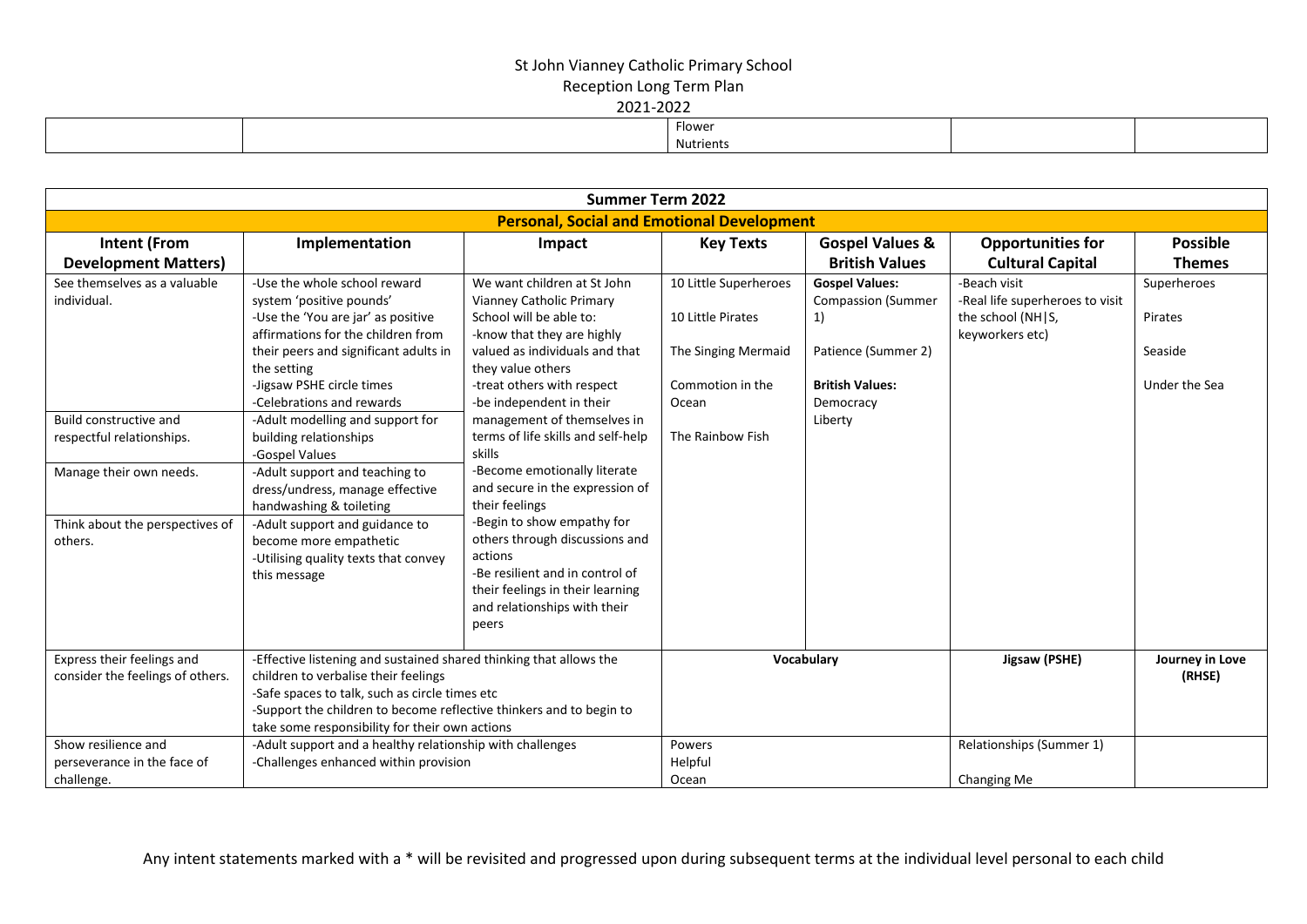St John Vianney Catholic Primary School
Reception Long Term Plan
2021-2022

| | | | | |
|---|---|---|---|---|
| | | Flower<br>Nutrients | | |

| Summer Term 2022 | | | | | | |
|---|---|---|---|---|---|---|
| **Personal, Social and Emotional Development** | | | | | | |
| **Intent (From Development Matters)** | **Implementation** | **Impact** | **Key Texts** | **Gospel Values & British Values** | **Opportunities for Cultural Capital** | **Possible Themes** |
| See themselves as a valuable individual. | -Use the whole school reward system 'positive pounds'<br>-Use the 'You are jar' as positive affirmations for the children from their peers and significant adults in the setting<br>-Jigsaw PSHE circle times<br>-Celebrations and rewards | We want children at St John Vianney Catholic Primary School will be able to:<br>-know that they are highly valued as individuals and that they value others<br>-treat others with respect<br>-be independent in their management of themselves in terms of life skills and self-help skills<br>-Become emotionally literate and secure in the expression of their feelings<br>-Begin to show empathy for others through discussions and actions<br>-Be resilient and in control of their feelings in their learning and relationships with their peers | 10 Little Superheroes<br><br>10 Little Pirates<br><br>The Singing Mermaid<br><br>Commotion in the Ocean<br><br>The Rainbow Fish | **Gospel Values:**<br>Compassion (Summer 1)<br><br>Patience (Summer 2)<br><br>**British Values:**<br>Democracy<br>Liberty | -Beach visit<br>-Real life superheroes to visit the school (NH\|S, keyworkers etc) | Superheroes<br><br>Pirates<br><br>Seaside<br><br>Under the Sea |
| Build constructive and respectful relationships. | -Adult modelling and support for building relationships<br>-Gospel Values | | | | | |
| Manage their own needs. | -Adult support and teaching to dress/undress, manage effective handwashing & toileting | | | | | |
| Think about the perspectives of others. | -Adult support and guidance to become more empathetic<br>-Utilising quality texts that convey this message | | | | | |
| Express their feelings and consider the feelings of others. | -Effective listening and sustained shared thinking that allows the children to verbalise their feelings<br>-Safe spaces to talk, such as circle times etc<br>-Support the children to become reflective thinkers and to begin to take some responsibility for their own actions | | **Vocabulary** | | **Jigsaw (PSHE)** | **Journey in Love (RHSE)** |
| Show resilience and perseverance in the face of challenge. | -Adult support and a healthy relationship with challenges<br>-Challenges enhanced within provision | | Powers<br>Helpful<br>Ocean | | Relationships (Summer 1)<br><br>Changing Me | |

Any intent statements marked with a * will be revisited and progressed upon during subsequent terms at the individual level personal to each child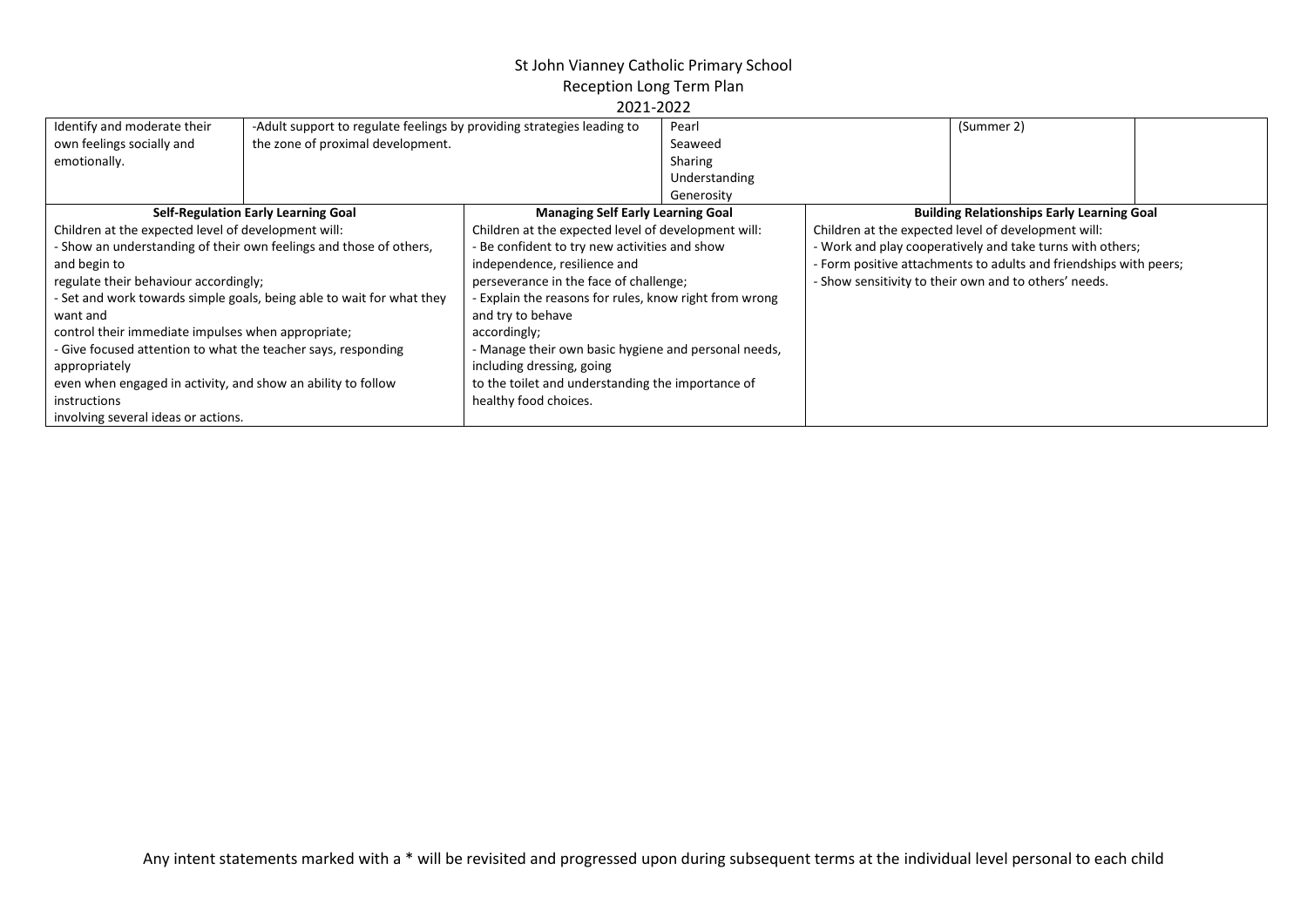St John Vianney Catholic Primary School
Reception Long Term Plan
2021-2022

| | | | | |
|---|---|---|---|---|
| Identify and moderate their own feelings socially and emotionally. | -Adult support to regulate feelings by providing strategies leading to the zone of proximal development. | Pearl<br>Seaweed<br>Sharing<br>Understanding<br>Generosity | (Summer 2) | |

| Self-Regulation Early Learning Goal | Managing Self Early Learning Goal | Building Relationships Early Learning Goal |
|---|---|---|
| Children at the expected level of development will:<br>- Show an understanding of their own feelings and those of others, and begin to regulate their behaviour accordingly;<br>- Set and work towards simple goals, being able to wait for what they want and control their immediate impulses when appropriate;<br>- Give focused attention to what the teacher says, responding appropriately even when engaged in activity, and show an ability to follow instructions involving several ideas or actions. | Children at the expected level of development will:<br>- Be confident to try new activities and show independence, resilience and perseverance in the face of challenge;<br>- Explain the reasons for rules, know right from wrong and try to behave accordingly;<br>- Manage their own basic hygiene and personal needs, including dressing, going to the toilet and understanding the importance of healthy food choices. | Children at the expected level of development will:<br>- Work and play cooperatively and take turns with others;<br>- Form positive attachments to adults and friendships with peers;<br>- Show sensitivity to their own and to others' needs. |

Any intent statements marked with a * will be revisited and progressed upon during subsequent terms at the individual level personal to each child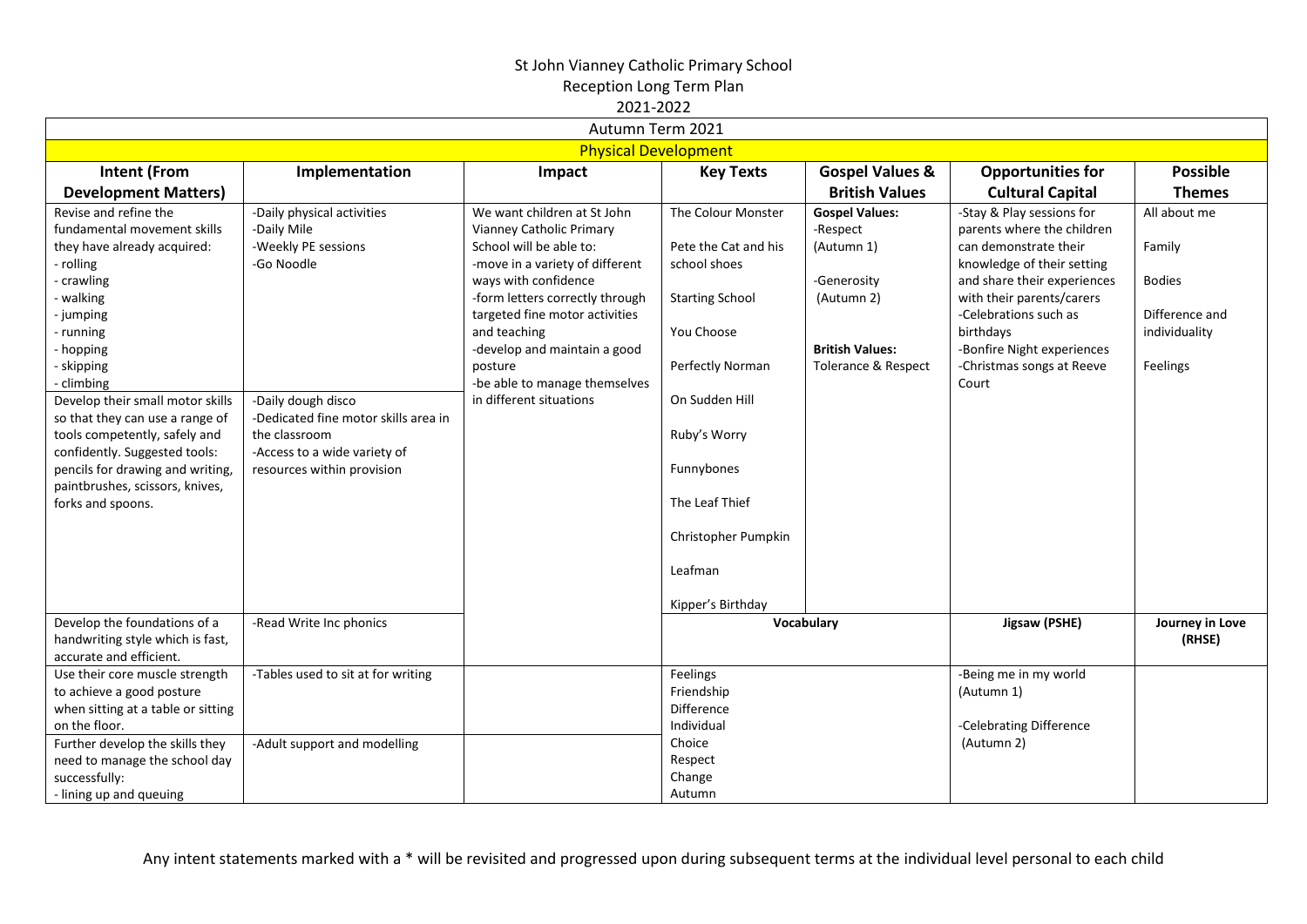St John Vianney Catholic Primary School
Reception Long Term Plan
2021-2022

| Autumn Term 2021 | | | | | | |
|---|---|---|---|---|---|---|
| **Physical Development** | | | | | | |
| **Intent (From Development Matters)** | **Implementation** | **Impact** | **Key Texts** | **Gospel Values & British Values** | **Opportunities for Cultural Capital** | **Possible Themes** |
| Revise and refine the fundamental movement skills they have already acquired:<br>- rolling<br>- crawling<br>- walking<br>- jumping<br>- running<br>- hopping<br>- skipping<br>- climbing | -Daily physical activities<br>-Daily Mile<br>-Weekly PE sessions<br>-Go Noodle | We want children at St John Vianney Catholic Primary School will be able to:<br>-move in a variety of different ways with confidence<br>-form letters correctly through targeted fine motor activities and teaching<br>-develop and maintain a good posture<br>-be able to manage themselves in different situations | The Colour Monster<br><br>Pete the Cat and his school shoes<br><br>Starting School<br><br>You Choose<br><br>Perfectly Norman<br><br>On Sudden Hill<br><br>Ruby's Worry<br><br>Funnybones<br><br>The Leaf Thief<br><br>Christopher Pumpkin<br><br>Leafman<br><br>Kipper's Birthday | **Gospel Values:**<br>-Respect<br>(Autumn 1)<br><br>-Generosity<br>(Autumn 2)<br><br>**British Values:**<br>Tolerance & Respect | -Stay & Play sessions for parents where the children can demonstrate their knowledge of their setting and share their experiences with their parents/carers<br>-Celebrations such as birthdays<br>-Bonfire Night experiences<br>-Christmas songs at Reeve Court | All about me<br><br>Family<br><br>Bodies<br><br>Difference and individuality<br><br>Feelings |
| Develop their small motor skills so that they can use a range of tools competently, safely and confidently. Suggested tools: pencils for drawing and writing, paintbrushes, scissors, knives, forks and spoons. | -Daily dough disco<br>-Dedicated fine motor skills area in the classroom<br>-Access to a wide variety of resources within provision | | | | | |
| Develop the foundations of a handwriting style which is fast, accurate and efficient. | -Read Write Inc phonics | | **Vocabulary** | | **Jigsaw (PSHE)** | **Journey in Love (RHSE)** |
| Use their core muscle strength to achieve a good posture when sitting at a table or sitting on the floor. | -Tables used to sit at for writing | | Feelings<br>Friendship<br>Difference<br>Individual<br>Choice<br>Respect<br>Change<br>Autumn | | -Being me in my world<br>(Autumn 1)<br><br>-Celebrating Difference<br>(Autumn 2) | |
| Further develop the skills they need to manage the school day successfully:<br>- lining up and queuing | -Adult support and modelling | | | | | |

Any intent statements marked with a * will be revisited and progressed upon during subsequent terms at the individual level personal to each child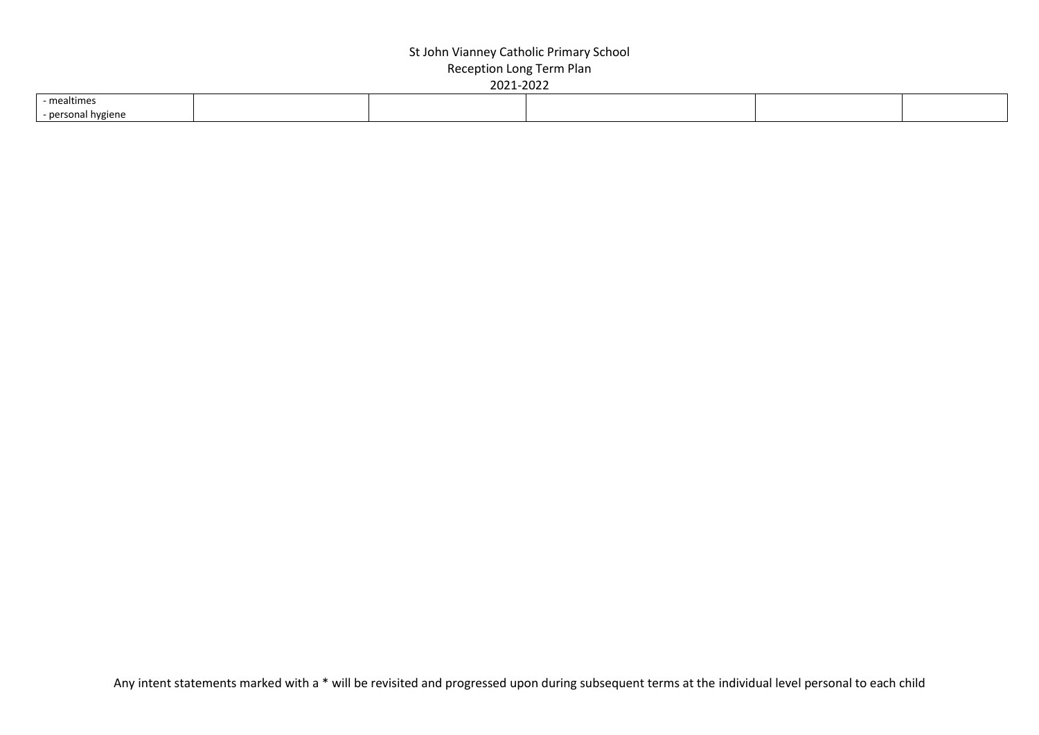| | | | | | |
|---|---|---|---|---|---|
| - mealtimes<br>- personal hygiene | | | | | |

Any intent statements marked with a * will be revisited and progressed upon during subsequent terms at the individual level personal to each child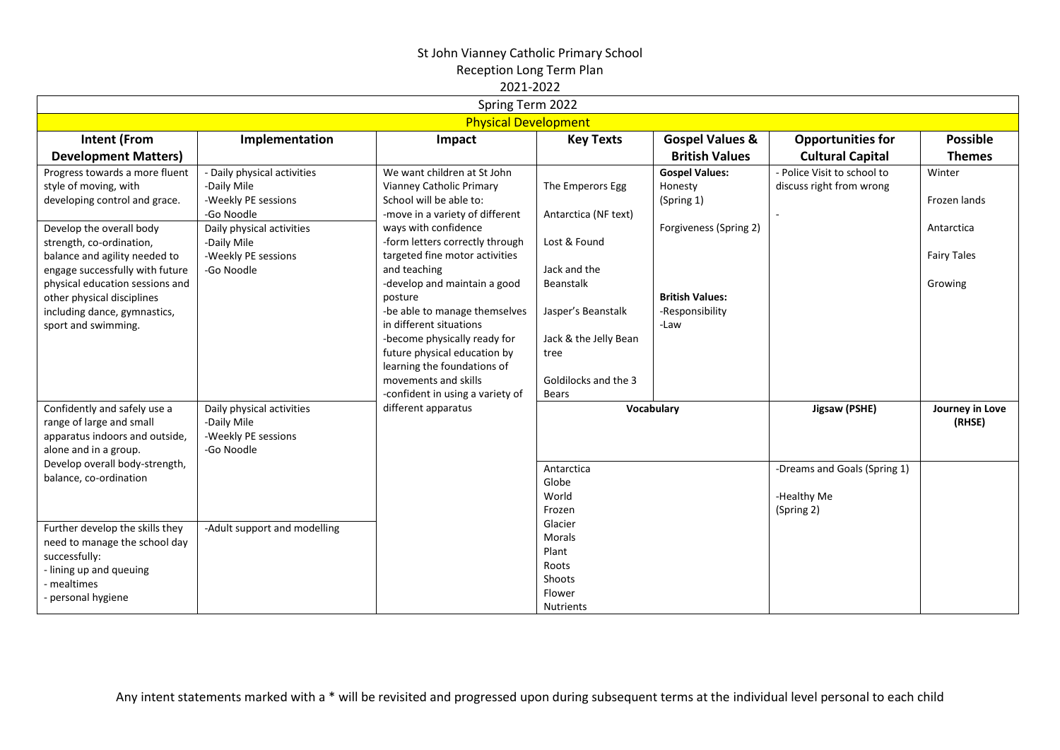St John Vianney Catholic Primary School

Reception Long Term Plan

2021-2022

| Spring Term 2022 | | | | | | |
|---|---|---|---|---|---|---|
| Physical Development | | | | | | |
| **Intent (From Development Matters)** | **Implementation** | **Impact** | **Key Texts** | **Gospel Values & British Values** | **Opportunities for Cultural Capital** | **Possible Themes** |
| Progress towards a more fluent style of moving, with developing control and grace.<br><br>Develop the overall body strength, co-ordination, balance and agility needed to engage successfully with future physical education sessions and other physical disciplines including dance, gymnastics, sport and swimming. | - Daily physical activities<br>-Daily Mile<br>-Weekly PE sessions<br>-Go Noodle<br>Daily physical activities<br>-Daily Mile<br>-Weekly PE sessions<br>-Go Noodle | We want children at St John Vianney Catholic Primary School will be able to:<br>-move in a variety of different ways with confidence<br>-form letters correctly through targeted fine motor activities and teaching<br>-develop and maintain a good posture<br>-be able to manage themselves in different situations<br>-become physically ready for future physical education by learning the foundations of movements and skills<br>-confident in using a variety of different apparatus | The Emperors Egg<br><br>Antarctica (NF text)<br><br>Lost & Found<br><br>Jack and the Beanstalk<br><br>Jasper's Beanstalk<br><br>Jack & the Jelly Bean tree<br><br>Goldilocks and the 3 Bears | **Gospel Values:**<br>Honesty<br>(Spring 1)<br><br>Forgiveness (Spring 2)<br><br>**British Values:**<br>-Responsibility<br>-Law | - Police Visit to school to discuss right from wrong<br><br>- | Winter<br><br>Frozen lands<br><br>Antarctica<br><br>Fairy Tales<br><br>Growing |
| Confidently and safely use a range of large and small apparatus indoors and outside, alone and in a group.<br>Develop overall body-strength, balance, co-ordination | Daily physical activities<br>-Daily Mile<br>-Weekly PE sessions<br>-Go Noodle | | **Vocabulary** | | **Jigsaw (PSHE)** | **Journey in Love (RHSE)** |
| Further develop the skills they need to manage the school day successfully:<br>- lining up and queuing<br>- mealtimes<br>- personal hygiene | -Adult support and modelling | | Antarctica<br>Globe<br>World<br>Frozen<br>Glacier<br>Morals<br>Plant<br>Roots<br>Shoots<br>Flower<br>Nutrients | | -Dreams and Goals (Spring 1)<br><br>-Healthy Me<br>(Spring 2) | |

Any intent statements marked with a * will be revisited and progressed upon during subsequent terms at the individual level personal to each child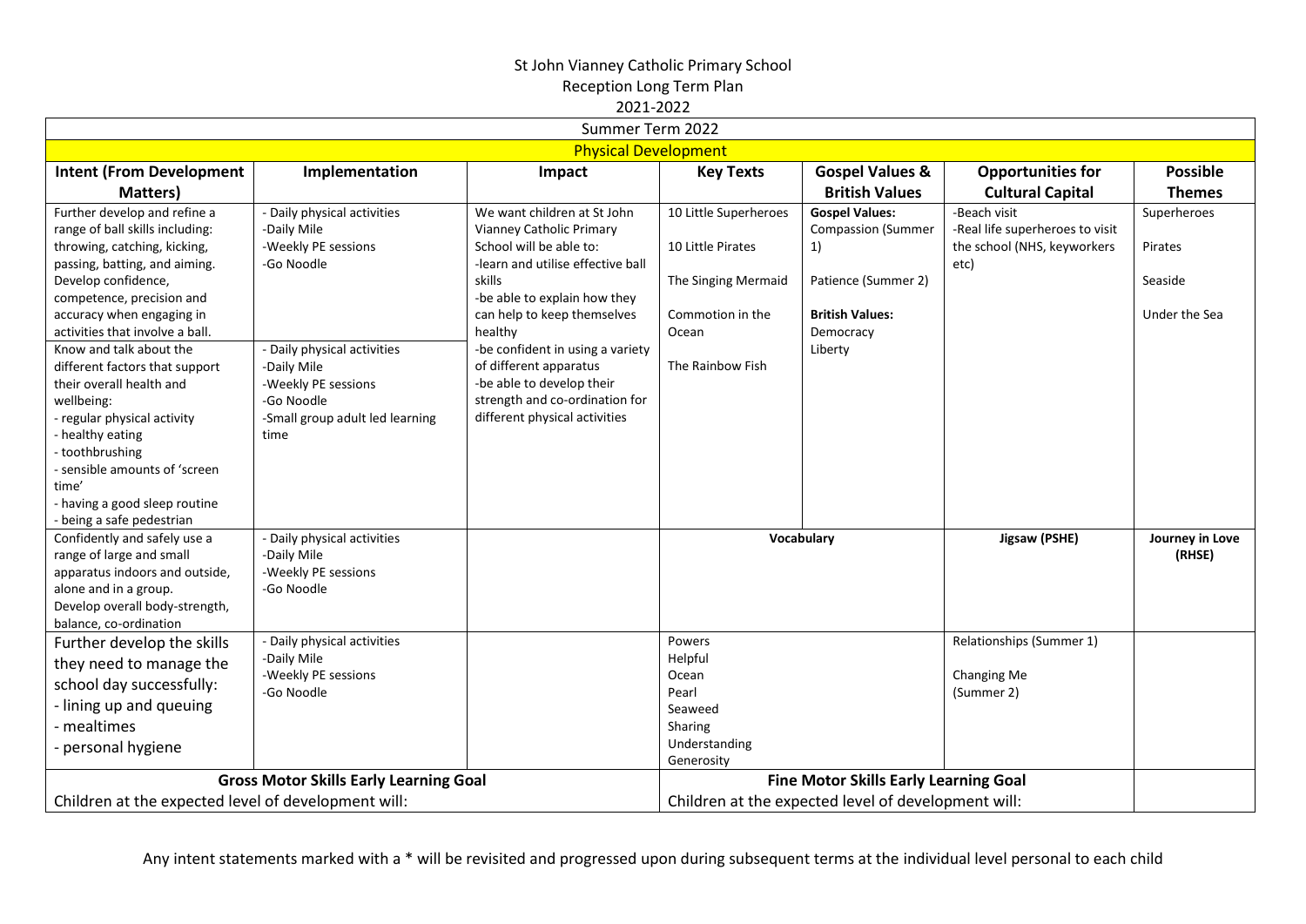St John Vianney Catholic Primary School

Reception Long Term Plan

2021-2022

| Summer Term 2022 | | | | | | |
|---|---|---|---|---|---|---|
| **Physical Development** | | | | | | |
| **Intent (From Development Matters)** | **Implementation** | **Impact** | **Key Texts** | **Gospel Values & British Values** | **Opportunities for Cultural Capital** | **Possible Themes** |
| Further develop and refine a range of ball skills including: throwing, catching, kicking, passing, batting, and aiming. Develop confidence, competence, precision and accuracy when engaging in activities that involve a ball. | - Daily physical activities<br>-Daily Mile<br>-Weekly PE sessions<br>-Go Noodle | We want children at St John Vianney Catholic Primary School will be able to:<br>-learn and utilise effective ball skills<br>-be able to explain how they can help to keep themselves healthy<br>-be confident in using a variety of different apparatus<br>-be able to develop their strength and co-ordination for different physical activities | 10 Little Superheroes<br><br>10 Little Pirates<br><br>The Singing Mermaid<br><br>Commotion in the Ocean<br><br>The Rainbow Fish | **Gospel Values:**<br>Compassion (Summer 1)<br><br>Patience (Summer 2)<br><br>**British Values:**<br>Democracy<br>Liberty | -Beach visit<br>-Real life superheroes to visit the school (NHS, keyworkers etc) | Superheroes<br><br>Pirates<br><br>Seaside<br><br>Under the Sea |
| Know and talk about the different factors that support their overall health and wellbeing:<br>- regular physical activity<br>- healthy eating<br>- toothbrushing<br>- sensible amounts of 'screen time'<br>- having a good sleep routine<br>- being a safe pedestrian | - Daily physical activities<br>-Daily Mile<br>-Weekly PE sessions<br>-Go Noodle<br>-Small group adult led learning time | | | | | |
| Confidently and safely use a range of large and small apparatus indoors and outside, alone and in a group. Develop overall body-strength, balance, co-ordination | - Daily physical activities<br>-Daily Mile<br>-Weekly PE sessions<br>-Go Noodle | | **Vocabulary** | | **Jigsaw (PSHE)** | **Journey in Love (RHSE)** |
| Further develop the skills they need to manage the school day successfully:<br>- lining up and queuing<br>- mealtimes<br>- personal hygiene | - Daily physical activities<br>-Daily Mile<br>-Weekly PE sessions<br>-Go Noodle | | Powers<br>Helpful<br>Ocean<br>Pearl<br>Seaweed<br>Sharing<br>Understanding<br>Generosity | | Relationships (Summer 1)<br><br>Changing Me<br>(Summer 2) | |
| **Gross Motor Skills Early Learning Goal**<br>Children at the expected level of development will: | | | **Fine Motor Skills Early Learning Goal**<br>Children at the expected level of development will: | | | |

Any intent statements marked with a * will be revisited and progressed upon during subsequent terms at the individual level personal to each child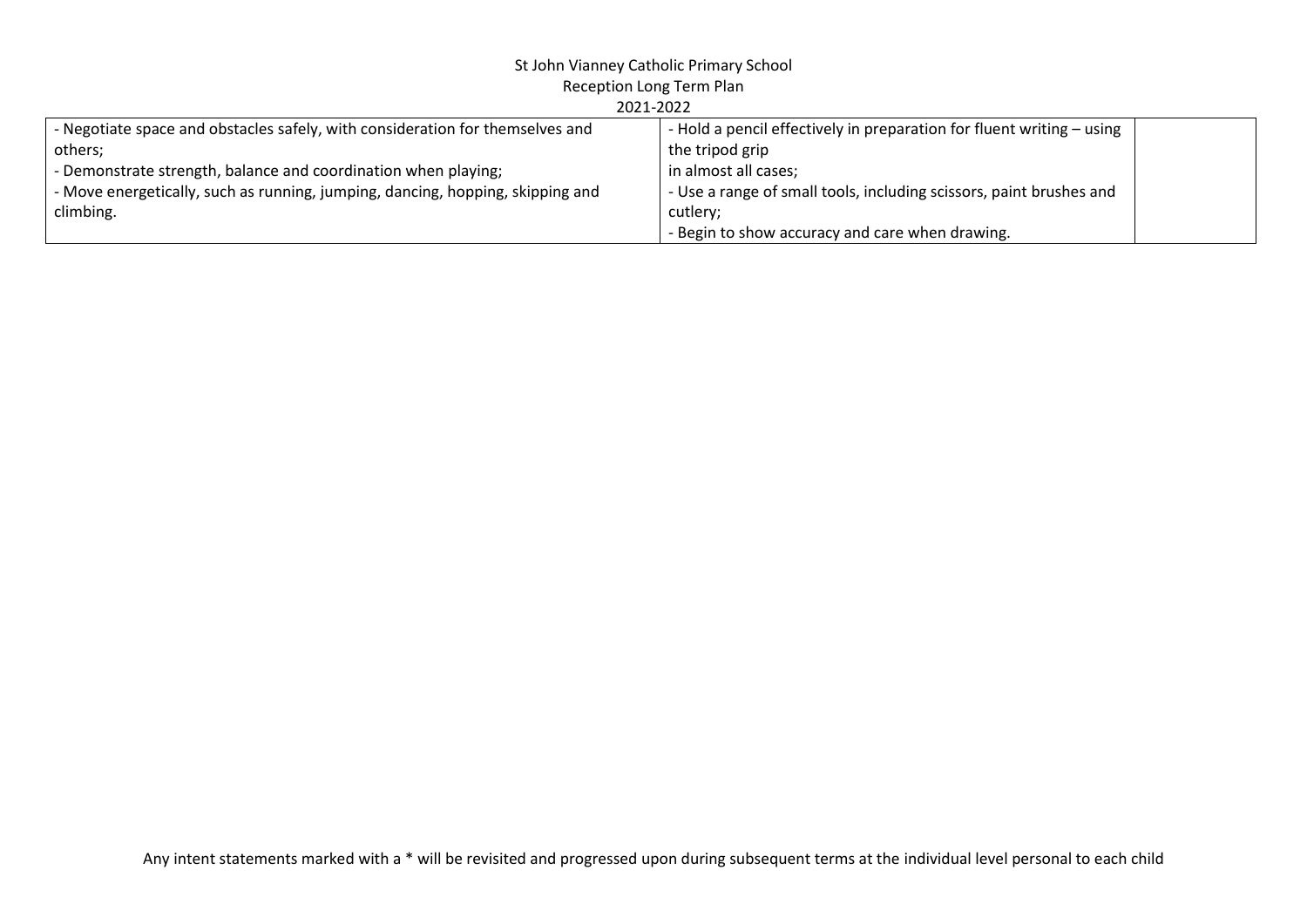St John Vianney Catholic Primary School
Reception Long Term Plan
2021-2022

| | | |
|---|---|---|
| - Negotiate space and obstacles safely, with consideration for themselves and others;<br>- Demonstrate strength, balance and coordination when playing;<br>- Move energetically, such as running, jumping, dancing, hopping, skipping and climbing. | - Hold a pencil effectively in preparation for fluent writing – using the tripod grip in almost all cases;<br>- Use a range of small tools, including scissors, paint brushes and cutlery;<br>- Begin to show accuracy and care when drawing. | |

Any intent statements marked with a * will be revisited and progressed upon during subsequent terms at the individual level personal to each child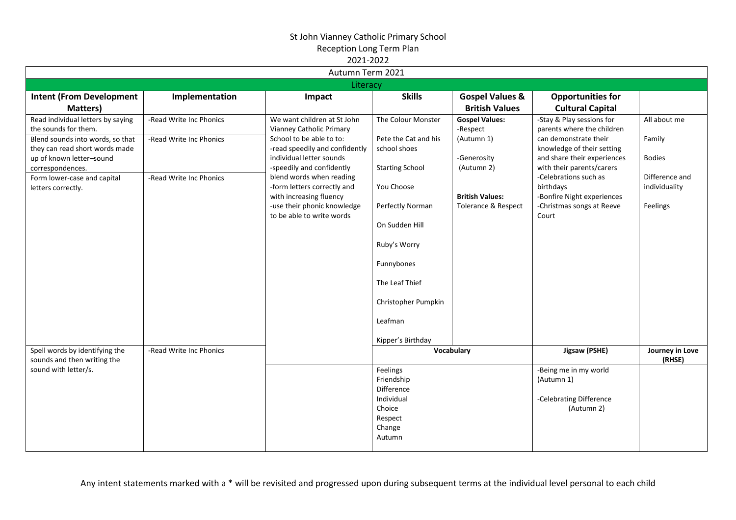# St John Vianney Catholic Primary School

## Reception Long Term Plan

### 2021-2022

| Autumn Term 2021 | | | | | | |
|---|---|---|---|---|---|---|
| **Literacy** | | | | | | |
| **Intent (From Development Matters)** | **Implementation** | **Impact** | **Skills** | **Gospel Values & British Values** | **Opportunities for Cultural Capital** | |
| Read individual letters by saying the sounds for them.<br><br>Blend sounds into words, so that they can read short words made up of known letter–sound correspondences.<br><br>Form lower-case and capital letters correctly. | -Read Write Inc Phonics<br><br>-Read Write Inc Phonics<br><br>-Read Write Inc Phonics | We want children at St John Vianney Catholic Primary School to be able to:<br>-read speedily and confidently individual letter sounds<br>-speedily and confidently blend words when reading<br>-form letters correctly and with increasing fluency<br>-use their phonic knowledge to be able to write words | The Colour Monster<br><br>Pete the Cat and his school shoes<br><br>Starting School<br><br>You Choose<br><br>Perfectly Norman<br><br>On Sudden Hill<br><br>Ruby's Worry<br><br>Funnybones<br><br>The Leaf Thief<br><br>Christopher Pumpkin<br><br>Leafman<br><br>Kipper's Birthday | **Gospel Values:**<br>-Respect<br>(Autumn 1)<br><br>-Generosity<br>(Autumn 2)<br><br>**British Values:**<br>Tolerance & Respect | -Stay & Play sessions for parents where the children can demonstrate their knowledge of their setting and share their experiences with their parents/carers<br>-Celebrations such as birthdays<br>-Bonfire Night experiences<br>-Christmas songs at Reeve Court | All about me<br><br>Family<br><br>Bodies<br><br>Difference and individuality<br><br>Feelings |
| Spell words by identifying the sounds and then writing the sound with letter/s. | -Read Write Inc Phonics | | **Vocabulary** | | **Jigsaw (PSHE)** | **Journey in Love (RHSE)** |
| | | | Feelings<br>Friendship<br>Difference<br>Individual<br>Choice<br>Respect<br>Change<br>Autumn | | -Being me in my world<br>(Autumn 1)<br><br>-Celebrating Difference<br>(Autumn 2) | |

Any intent statements marked with a * will be revisited and progressed upon during subsequent terms at the individual level personal to each child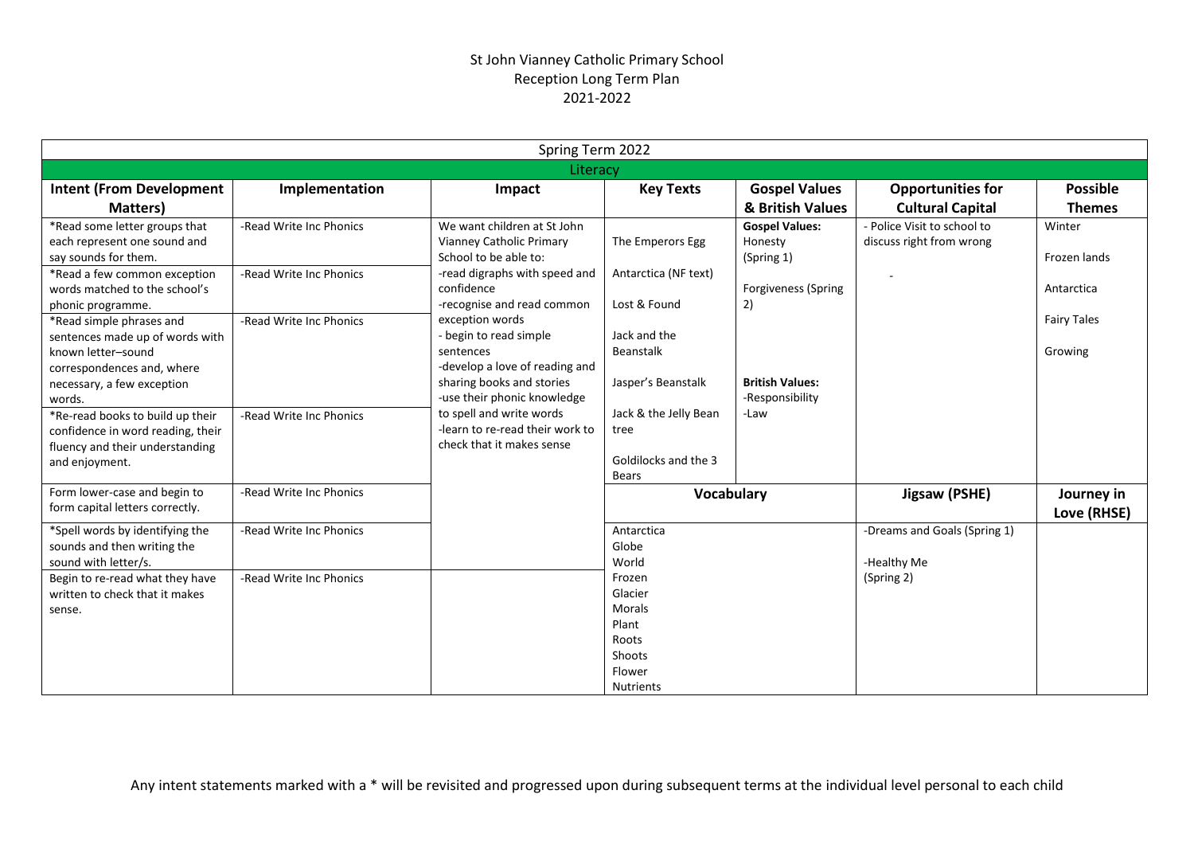St John Vianney Catholic Primary School
Reception Long Term Plan
2021-2022

| Spring Term 2022 | | | | | | |
|---|---|---|---|---|---|---|
| Literacy | | | | | | |
| **Intent (From Development Matters)** | **Implementation** | **Impact** | **Key Texts** | **Gospel Values & British Values** | **Opportunities for Cultural Capital** | **Possible Themes** |
| *Read some letter groups that each represent one sound and say sounds for them. | -Read Write Inc Phonics | We want children at St John Vianney Catholic Primary School to be able to:<br>-read digraphs with speed and confidence<br>-recognise and read common exception words<br>- begin to read simple sentences<br>-develop a love of reading and sharing books and stories<br>-use their phonic knowledge to spell and write words<br>-learn to re-read their work to check that it makes sense | The Emperors Egg<br><br>Antarctica (NF text)<br><br>Lost & Found<br><br>Jack and the Beanstalk<br><br>Jasper's Beanstalk<br><br>Jack & the Jelly Bean tree<br><br>Goldilocks and the 3 Bears | **Gospel Values:**<br>Honesty (Spring 1)<br><br>Forgiveness (Spring 2)<br><br>**British Values:**<br>-Responsibility<br>-Law | - Police Visit to school to discuss right from wrong<br><br>- | Winter<br><br>Frozen lands<br><br>Antarctica<br><br>Fairy Tales<br><br>Growing |
| *Read a few common exception words matched to the school's phonic programme. | -Read Write Inc Phonics | | | | | |
| *Read simple phrases and sentences made up of words with known letter–sound correspondences and, where necessary, a few exception words. | -Read Write Inc Phonics | | | | | |
| *Re-read books to build up their confidence in word reading, their fluency and their understanding and enjoyment. | -Read Write Inc Phonics | | | | | |
| Form lower-case and begin to form capital letters correctly. | -Read Write Inc Phonics | | **Vocabulary** | | **Jigsaw (PSHE)** | **Journey in Love (RHSE)** |
| *Spell words by identifying the sounds and then writing the sound with letter/s. | -Read Write Inc Phonics | | Antarctica<br>Globe<br>World<br>Frozen<br>Glacier<br>Morals<br>Plant<br>Roots<br>Shoots<br>Flower<br>Nutrients | | -Dreams and Goals (Spring 1)<br><br>-Healthy Me (Spring 2) | |
| Begin to re-read what they have written to check that it makes sense. | -Read Write Inc Phonics | | | | | |

Any intent statements marked with a * will be revisited and progressed upon during subsequent terms at the individual level personal to each child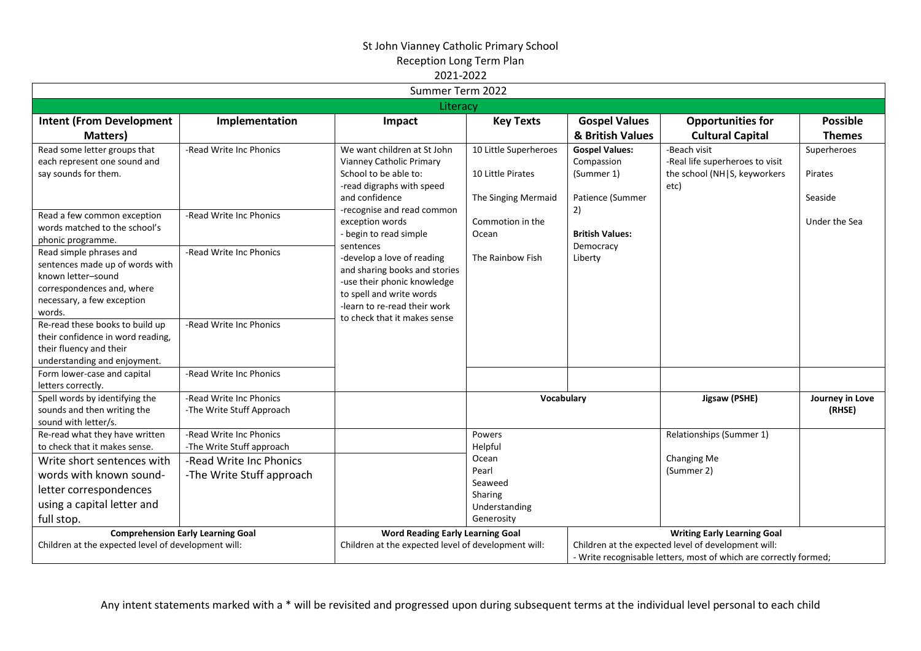St John Vianney Catholic Primary School
Reception Long Term Plan
2021-2022

Summer Term 2022

Literacy

| Intent (From Development Matters) | Implementation | Impact | Key Texts | Gospel Values & British Values | Opportunities for Cultural Capital | Possible Themes |
|---|---|---|---|---|---|---|
| Read some letter groups that each represent one sound and say sounds for them. | -Read Write Inc Phonics | We want children at St John Vianney Catholic Primary School to be able to:<br>-read digraphs with speed and confidence<br>-recognise and read common exception words<br>- begin to read simple sentences<br>-develop a love of reading and sharing books and stories<br>-use their phonic knowledge to spell and write words<br>-learn to re-read their work to check that it makes sense | 10 Little Superheroes<br><br>10 Little Pirates<br><br>The Singing Mermaid<br><br>Commotion in the Ocean<br><br>The Rainbow Fish | **Gospel Values:**<br>Compassion (Summer 1)<br><br>Patience (Summer 2)<br><br>**British Values:**<br>Democracy<br>Liberty | -Beach visit<br>-Real life superheroes to visit the school (NH\|S, keyworkers etc) | Superheroes<br><br>Pirates<br><br>Seaside<br><br>Under the Sea |
| Read a few common exception words matched to the school's phonic programme. | -Read Write Inc Phonics | | | | | |
| Read simple phrases and sentences made up of words with known letter–sound correspondences and, where necessary, a few exception words. | -Read Write Inc Phonics | | | | | |
| Re-read these books to build up their confidence in word reading, their fluency and their understanding and enjoyment. | -Read Write Inc Phonics | | | | | |
| Form lower-case and capital letters correctly. | -Read Write Inc Phonics | | | | | |
| Spell words by identifying the sounds and then writing the sound with letter/s. | -Read Write Inc Phonics<br>-The Write Stuff Approach | | **Vocabulary** | | **Jigsaw (PSHE)** | **Journey in Love (RHSE)** |
| Re-read what they have written to check that it makes sense. | -Read Write Inc Phonics<br>-The Write Stuff approach | | Powers<br>Helpful<br>Ocean<br>Pearl<br>Seaweed<br>Sharing<br>Understanding<br>Generosity | | Relationships (Summer 1)<br><br>Changing Me (Summer 2) | |
| Write short sentences with words with known sound-letter correspondences using a capital letter and full stop. | -Read Write Inc Phonics<br>-The Write Stuff approach | | | | | |
| **Comprehension Early Learning Goal**<br>Children at the expected level of development will: | | **Word Reading Early Learning Goal**<br>Children at the expected level of development will: | | **Writing Early Learning Goal**<br>Children at the expected level of development will:<br>- Write recognisable letters, most of which are correctly formed; | | |

Any intent statements marked with a * will be revisited and progressed upon during subsequent terms at the individual level personal to each child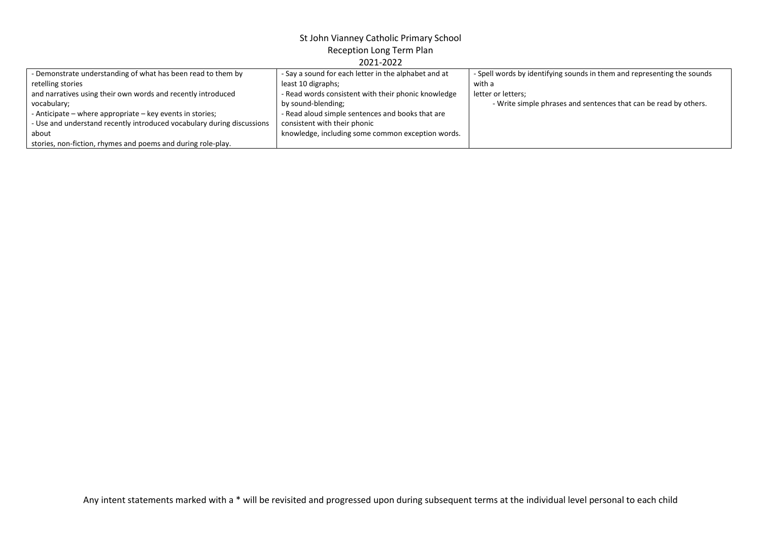St John Vianney Catholic Primary School
Reception Long Term Plan
2021-2022

| | | |
|---|---|---|
| - Demonstrate understanding of what has been read to them by retelling stories and narratives using their own words and recently introduced vocabulary;<br>- Anticipate – where appropriate – key events in stories;<br>- Use and understand recently introduced vocabulary during discussions about stories, non-fiction, rhymes and poems and during role-play. | - Say a sound for each letter in the alphabet and at least 10 digraphs;<br>- Read words consistent with their phonic knowledge by sound-blending;<br>- Read aloud simple sentences and books that are consistent with their phonic knowledge, including some common exception words. | - Spell words by identifying sounds in them and representing the sounds with a letter or letters;<br>- Write simple phrases and sentences that can be read by others. |

Any intent statements marked with a * will be revisited and progressed upon during subsequent terms at the individual level personal to each child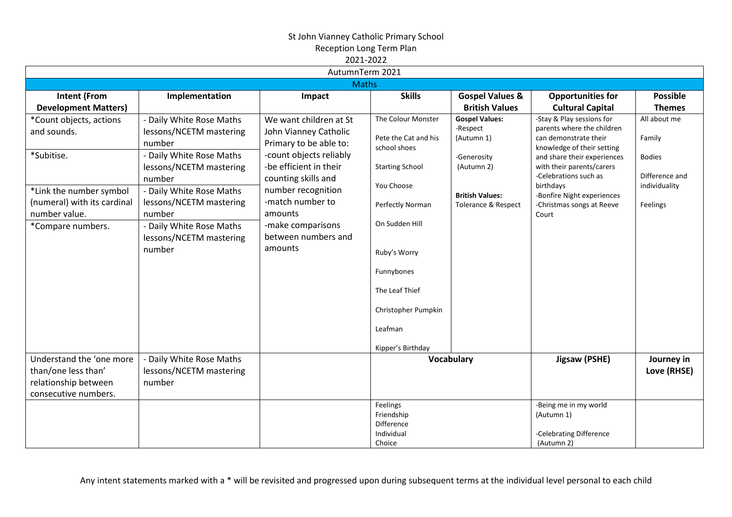St John Vianney Catholic Primary School
Reception Long Term Plan
2021-2022

| AutumnTerm 2021 | | | | | | |
|---|---|---|---|---|---|---|
| Maths | | | | | | |
| **Intent (From Development Matters)** | **Implementation** | **Impact** | **Skills** | **Gospel Values & British Values** | **Opportunities for Cultural Capital** | **Possible Themes** |
| *Count objects, actions and sounds.<br><br>*Subitise.<br><br>*Link the number symbol (numeral) with its cardinal number value.<br><br>*Compare numbers. | - Daily White Rose Maths lessons/NCETM mastering number<br>- Daily White Rose Maths lessons/NCETM mastering number<br>- Daily White Rose Maths lessons/NCETM mastering number<br>- Daily White Rose Maths lessons/NCETM mastering number | We want children at St John Vianney Catholic Primary to be able to:<br>-count objects reliably<br>-be efficient in their counting skills and number recognition<br>-match number to amounts<br>-make comparisons between numbers and amounts | The Colour Monster<br><br>Pete the Cat and his school shoes<br><br>Starting School<br><br>You Choose<br><br>Perfectly Norman<br><br>On Sudden Hill<br><br>Ruby's Worry<br><br>Funnybones<br><br>The Leaf Thief<br><br>Christopher Pumpkin<br><br>Leafman<br><br>Kipper's Birthday | **Gospel Values:**<br>-Respect (Autumn 1)<br><br>-Generosity (Autumn 2)<br><br>**British Values:**<br>Tolerance & Respect | -Stay & Play sessions for parents where the children can demonstrate their knowledge of their setting and share their experiences with their parents/carers<br>-Celebrations such as birthdays<br>-Bonfire Night experiences<br>-Christmas songs at Reeve Court | All about me<br><br>Family<br><br>Bodies<br><br>Difference and individuality<br><br>Feelings |
| Understand the 'one more than/one less than' relationship between consecutive numbers. | - Daily White Rose Maths lessons/NCETM mastering number | | **Vocabulary** | | **Jigsaw (PSHE)** | **Journey in Love (RHSE)** |
| | | | Feelings<br>Friendship<br>Difference<br>Individual<br>Choice | | -Being me in my world (Autumn 1)<br><br>-Celebrating Difference (Autumn 2) | |

Any intent statements marked with a * will be revisited and progressed upon during subsequent terms at the individual level personal to each child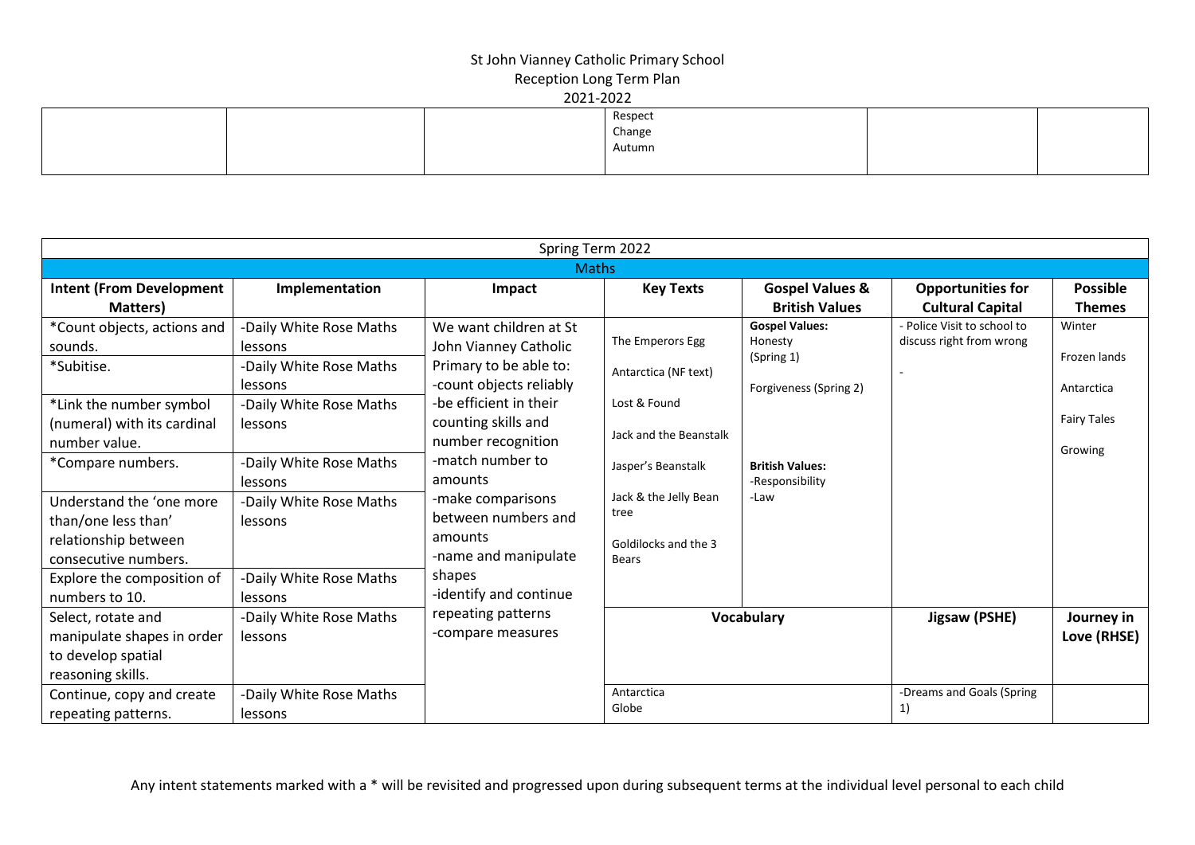St John Vianney Catholic Primary School
Reception Long Term Plan
2021-2022

| | | | | | | |
|---|---|---|---|---|---|---|
| | | | Respect<br>Change<br>Autumn | | | |

| Spring Term 2022 | | | | | | |
|---|---|---|---|---|---|---|
| Maths | | | | | | |
| **Intent (From Development Matters)** | **Implementation** | **Impact** | **Key Texts** | **Gospel Values & British Values** | **Opportunities for Cultural Capital** | **Possible Themes** |
| *Count objects, actions and sounds. | -Daily White Rose Maths lessons | We want children at St John Vianney Catholic Primary to be able to:<br>-count objects reliably<br>-be efficient in their counting skills and number recognition<br>-match number to amounts<br>-make comparisons between numbers and amounts<br>-name and manipulate shapes<br>-identify and continue repeating patterns<br>-compare measures | The Emperors Egg<br><br>Antarctica (NF text)<br><br>Lost & Found<br><br>Jack and the Beanstalk<br><br>Jasper's Beanstalk<br><br>Jack & the Jelly Bean tree<br><br>Goldilocks and the 3 Bears | **Gospel Values:**<br>Honesty<br>(Spring 1)<br><br>Forgiveness (Spring 2)<br><br>**British Values:**<br>-Responsibility<br>-Law | - Police Visit to school to discuss right from wrong<br><br>- | Winter<br><br>Frozen lands<br><br>Antarctica<br><br>Fairy Tales<br><br>Growing |
| *Subitise. | -Daily White Rose Maths lessons | | | | | |
| *Link the number symbol (numeral) with its cardinal number value. | -Daily White Rose Maths lessons | | | | | |
| *Compare numbers. | -Daily White Rose Maths lessons | | | | | |
| Understand the 'one more than/one less than' relationship between consecutive numbers. | -Daily White Rose Maths lessons | | | | | |
| Explore the composition of numbers to 10. | -Daily White Rose Maths lessons | | | | | |
| Select, rotate and manipulate shapes in order to develop spatial reasoning skills. | -Daily White Rose Maths lessons | | **Vocabulary** | | **Jigsaw (PSHE)** | **Journey in Love (RHSE)** |
| Continue, copy and create repeating patterns. | -Daily White Rose Maths lessons | | Antarctica<br>Globe | | -Dreams and Goals (Spring 1) | |

Any intent statements marked with a * will be revisited and progressed upon during subsequent terms at the individual level personal to each child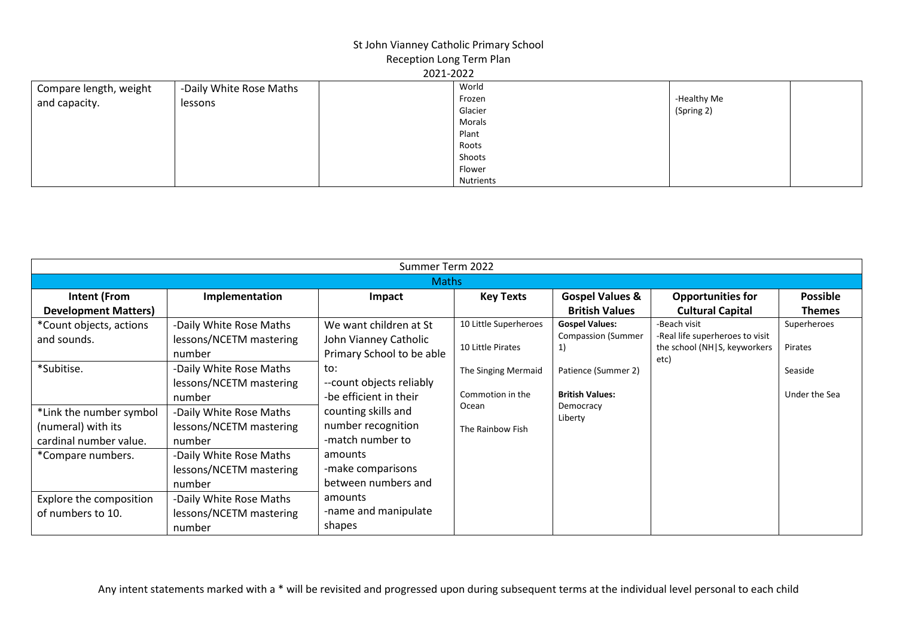# St John Vianney Catholic Primary School
## Reception Long Term Plan
### 2021-2022

| | | | | | |
|---|---|---|---|---|---|
| Compare length, weight and capacity. | -Daily White Rose Maths lessons | | World<br>Frozen<br>Glacier<br>Morals<br>Plant<br>Roots<br>Shoots<br>Flower<br>Nutrients | -Healthy Me (Spring 2) | |

| Summer Term 2022 | | | | | | |
|---|---|---|---|---|---|---|
| Maths | | | | | | |
| **Intent (From Development Matters)** | **Implementation** | **Impact** | **Key Texts** | **Gospel Values & British Values** | **Opportunities for Cultural Capital** | **Possible Themes** |
| *Count objects, actions and sounds. | -Daily White Rose Maths lessons/NCETM mastering number | We want children at St John Vianney Catholic Primary School to be able to:<br>--count objects reliably<br>-be efficient in their counting skills and number recognition<br>-match number to amounts<br>-make comparisons between numbers and amounts<br>-name and manipulate shapes | 10 Little Superheroes<br><br>10 Little Pirates<br><br>The Singing Mermaid<br><br>Commotion in the Ocean<br><br>The Rainbow Fish | **Gospel Values:**<br>Compassion (Summer 1)<br><br>Patience (Summer 2)<br><br>**British Values:**<br>Democracy<br>Liberty | -Beach visit<br>-Real life superheroes to visit the school (NH\|S, keyworkers etc) | Superheroes<br><br>Pirates<br><br>Seaside<br><br>Under the Sea |
| *Subitise. | -Daily White Rose Maths lessons/NCETM mastering number | | | | | |
| *Link the number symbol (numeral) with its cardinal number value. | -Daily White Rose Maths lessons/NCETM mastering number | | | | | |
| *Compare numbers. | -Daily White Rose Maths lessons/NCETM mastering number | | | | | |
| Explore the composition of numbers to 10. | -Daily White Rose Maths lessons/NCETM mastering number | | | | | |

Any intent statements marked with a * will be revisited and progressed upon during subsequent terms at the individual level personal to each child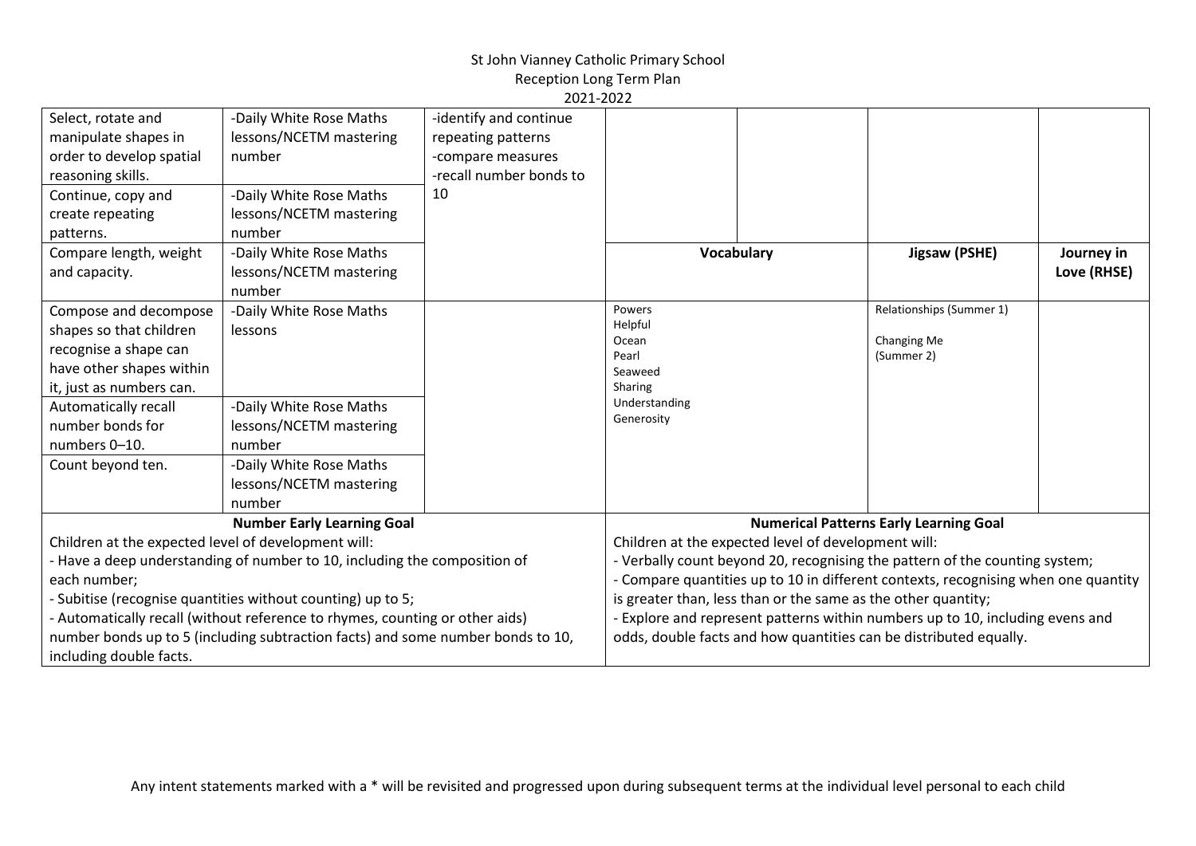St John Vianney Catholic Primary School
Reception Long Term Plan
2021-2022

| | | | | | | |
|---|---|---|---|---|---|---|
| Select, rotate and manipulate shapes in order to develop spatial reasoning skills. | -Daily White Rose Maths lessons/NCETM mastering number | -identify and continue repeating patterns<br>-compare measures<br>-recall number bonds to 10 | | | | |
| Continue, copy and create repeating patterns. | -Daily White Rose Maths lessons/NCETM mastering number | | | | | |
| Compare length, weight and capacity. | -Daily White Rose Maths lessons/NCETM mastering number | | **Vocabulary** | | **Jigsaw (PSHE)** | **Journey in Love (RHSE)** |
| Compose and decompose shapes so that children recognise a shape can have other shapes within it, just as numbers can. | -Daily White Rose Maths lessons | | Powers<br>Helpful<br>Ocean<br>Pearl<br>Seaweed<br>Sharing<br>Understanding<br>Generosity | | Relationships (Summer 1)<br><br>Changing Me (Summer 2) | |
| Automatically recall number bonds for numbers 0–10. | -Daily White Rose Maths lessons/NCETM mastering number | | | | | |
| Count beyond ten. | -Daily White Rose Maths lessons/NCETM mastering number | | | | | |

| **Number Early Learning Goal** | **Numerical Patterns Early Learning Goal** |
|---|---|
| Children at the expected level of development will:<br>- Have a deep understanding of number to 10, including the composition of each number;<br>- Subitise (recognise quantities without counting) up to 5;<br>- Automatically recall (without reference to rhymes, counting or other aids) number bonds up to 5 (including subtraction facts) and some number bonds to 10, including double facts. | Children at the expected level of development will:<br>- Verbally count beyond 20, recognising the pattern of the counting system;<br>- Compare quantities up to 10 in different contexts, recognising when one quantity is greater than, less than or the same as the other quantity;<br>- Explore and represent patterns within numbers up to 10, including evens and odds, double facts and how quantities can be distributed equally. |

Any intent statements marked with a * will be revisited and progressed upon during subsequent terms at the individual level personal to each child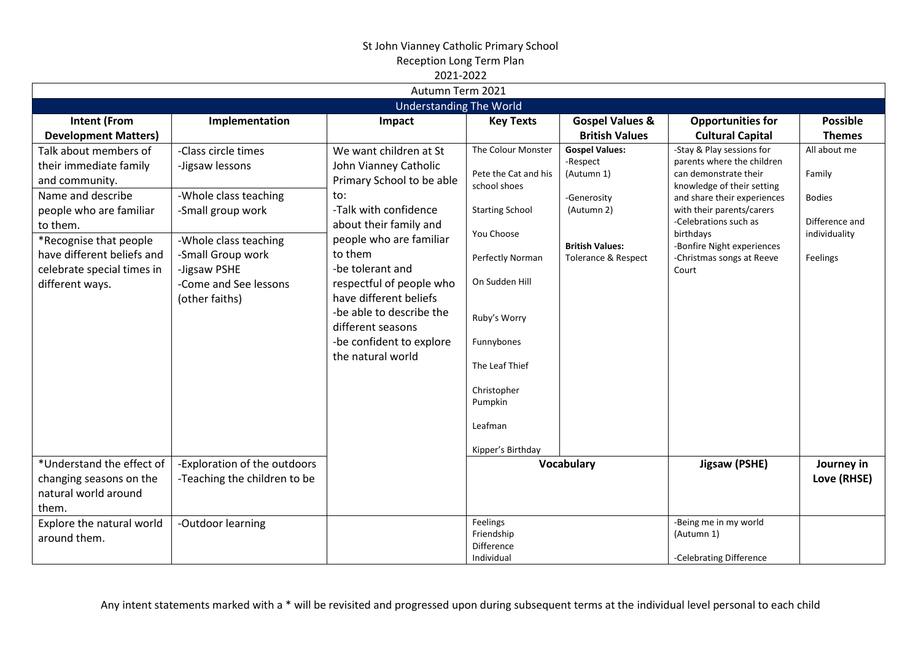St John Vianney Catholic Primary School
Reception Long Term Plan
2021-2022

| Autumn Term 2021 | | | | | | |
|---|---|---|---|---|---|---|
| **Understanding The World** | | | | | | |
| **Intent (From Development Matters)** | **Implementation** | **Impact** | **Key Texts** | **Gospel Values & British Values** | **Opportunities for Cultural Capital** | **Possible Themes** |
| Talk about members of their immediate family and community. | -Class circle times<br>-Jigsaw lessons | We want children at St John Vianney Catholic Primary School to be able to:<br>-Talk with confidence about their family and people who are familiar to them<br>-be tolerant and respectful of people who have different beliefs<br>-be able to describe the different seasons<br>-be confident to explore the natural world | The Colour Monster<br><br>Pete the Cat and his school shoes<br><br>Starting School<br><br>You Choose<br><br>Perfectly Norman<br><br>On Sudden Hill<br><br>Ruby's Worry<br><br>Funnybones<br><br>The Leaf Thief<br><br>Christopher Pumpkin<br><br>Leafman<br><br>Kipper's Birthday | **Gospel Values:**<br>-Respect (Autumn 1)<br><br>-Generosity (Autumn 2)<br><br>**British Values:**<br>Tolerance & Respect | -Stay & Play sessions for parents where the children can demonstrate their knowledge of their setting and share their experiences with their parents/carers<br>-Celebrations such as birthdays<br>-Bonfire Night experiences<br>-Christmas songs at Reeve Court | All about me<br><br>Family<br><br>Bodies<br><br>Difference and individuality<br><br>Feelings |
| Name and describe people who are familiar to them. | -Whole class teaching<br>-Small group work | | | | | |
| *Recognise that people have different beliefs and celebrate special times in different ways. | -Whole class teaching<br>-Small Group work<br>-Jigsaw PSHE<br>-Come and See lessons (other faiths) | | | | | |
| *Understand the effect of changing seasons on the natural world around them. | -Exploration of the outdoors<br>-Teaching the children to be | | **Vocabulary** | | **Jigsaw (PSHE)** | **Journey in Love (RHSE)** |
| Explore the natural world around them. | -Outdoor learning | | Feelings<br>Friendship<br>Difference<br>Individual | | -Being me in my world (Autumn 1)<br><br>-Celebrating Difference | |

Any intent statements marked with a * will be revisited and progressed upon during subsequent terms at the individual level personal to each child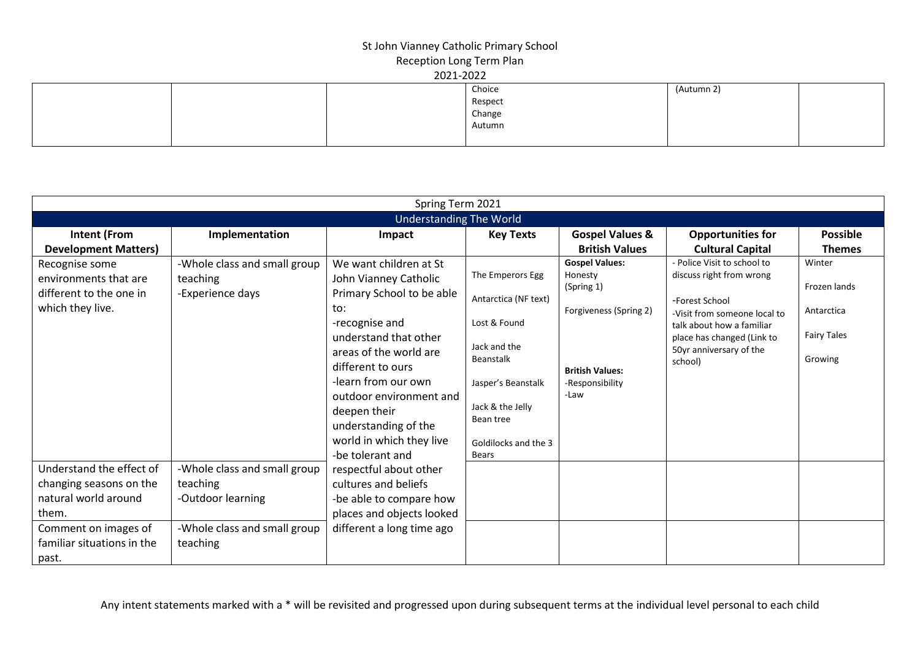St John Vianney Catholic Primary School
Reception Long Term Plan
2021-2022

| | | | | | | |
|---|---|---|---|---|---|---|
| | | | Choice<br>Respect<br>Change<br>Autumn | | (Autumn 2) | |

| Spring Term 2021 | | | | | | |
|---|---|---|---|---|---|---|
| **Understanding The World** | | | | | | |
| **Intent (From Development Matters)** | **Implementation** | **Impact** | **Key Texts** | **Gospel Values & British Values** | **Opportunities for Cultural Capital** | **Possible Themes** |
| Recognise some environments that are different to the one in which they live. | -Whole class and small group teaching<br>-Experience days | We want children at St John Vianney Catholic Primary School to be able to:<br>-recognise and understand that other areas of the world are different to ours<br>-learn from our own outdoor environment and deepen their understanding of the world in which they live<br>-be tolerant and respectful about other cultures and beliefs<br>-be able to compare how places and objects looked different a long time ago | The Emperors Egg<br><br>Antarctica (NF text)<br><br>Lost & Found<br><br>Jack and the Beanstalk<br><br>Jasper's Beanstalk<br><br>Jack & the Jelly Bean tree<br><br>Goldilocks and the 3 Bears | **Gospel Values:**<br>Honesty<br>(Spring 1)<br><br>Forgiveness (Spring 2)<br><br>**British Values:**<br>-Responsibility<br>-Law | - Police Visit to school to discuss right from wrong<br><br>-Forest School<br>-Visit from someone local to talk about how a familiar place has changed (Link to 50yr anniversary of the school) | Winter<br><br>Frozen lands<br><br>Antarctica<br><br>Fairy Tales<br><br>Growing |
| Understand the effect of changing seasons on the natural world around them. | -Whole class and small group teaching<br>-Outdoor learning | | | | | |
| Comment on images of familiar situations in the past. | -Whole class and small group teaching | | | | | |

Any intent statements marked with a * will be revisited and progressed upon during subsequent terms at the individual level personal to each child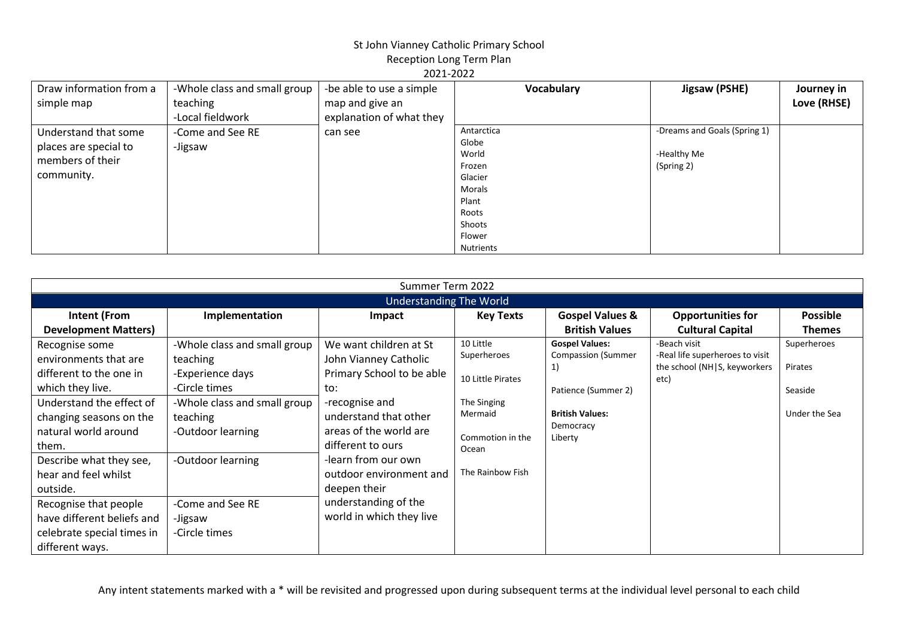St John Vianney Catholic Primary School
Reception Long Term Plan
2021-2022

| | | | Vocabulary | | Jigsaw (PSHE) | Journey in Love (RHSE) |
|---|---|---|---|---|---|---|
| Draw information from a simple map | -Whole class and small group teaching<br>-Local fieldwork | -be able to use a simple map and give an explanation of what they can see | | | | |
| Understand that some places are special to members of their community. | -Come and See RE<br>-Jigsaw | | Antarctica<br>Globe<br>World<br>Frozen<br>Glacier<br>Morals<br>Plant<br>Roots<br>Shoots<br>Flower<br>Nutrients | | -Dreams and Goals (Spring 1)<br><br>-Healthy Me<br>(Spring 2) | |

Summer Term 2022

Understanding The World

| Intent (From Development Matters) | Implementation | Impact | Key Texts | Gospel Values & British Values | Opportunities for Cultural Capital | Possible Themes |
|---|---|---|---|---|---|---|
| Recognise some environments that are different to the one in which they live. | -Whole class and small group teaching<br>-Experience days<br>-Circle times | We want children at St John Vianney Catholic Primary School to be able to:<br>-recognise and understand that other areas of the world are different to ours<br>-learn from our own outdoor environment and deepen their understanding of the world in which they live | 10 Little Superheroes<br><br>10 Little Pirates<br><br>The Singing Mermaid<br><br>Commotion in the Ocean<br><br>The Rainbow Fish | **Gospel Values:**<br>Compassion (Summer 1)<br><br>Patience (Summer 2)<br><br>**British Values:**<br>Democracy<br>Liberty | -Beach visit<br>-Real life superheroes to visit the school (NH\|S, keyworkers etc) | Superheroes<br><br>Pirates<br><br>Seaside<br><br>Under the Sea |
| Understand the effect of changing seasons on the natural world around them. | -Whole class and small group teaching<br>-Outdoor learning | | | | | |
| Describe what they see, hear and feel whilst outside. | -Outdoor learning | | | | | |
| Recognise that people have different beliefs and celebrate special times in different ways. | -Come and See RE<br>-Jigsaw<br>-Circle times | | | | | |

Any intent statements marked with a * will be revisited and progressed upon during subsequent terms at the individual level personal to each child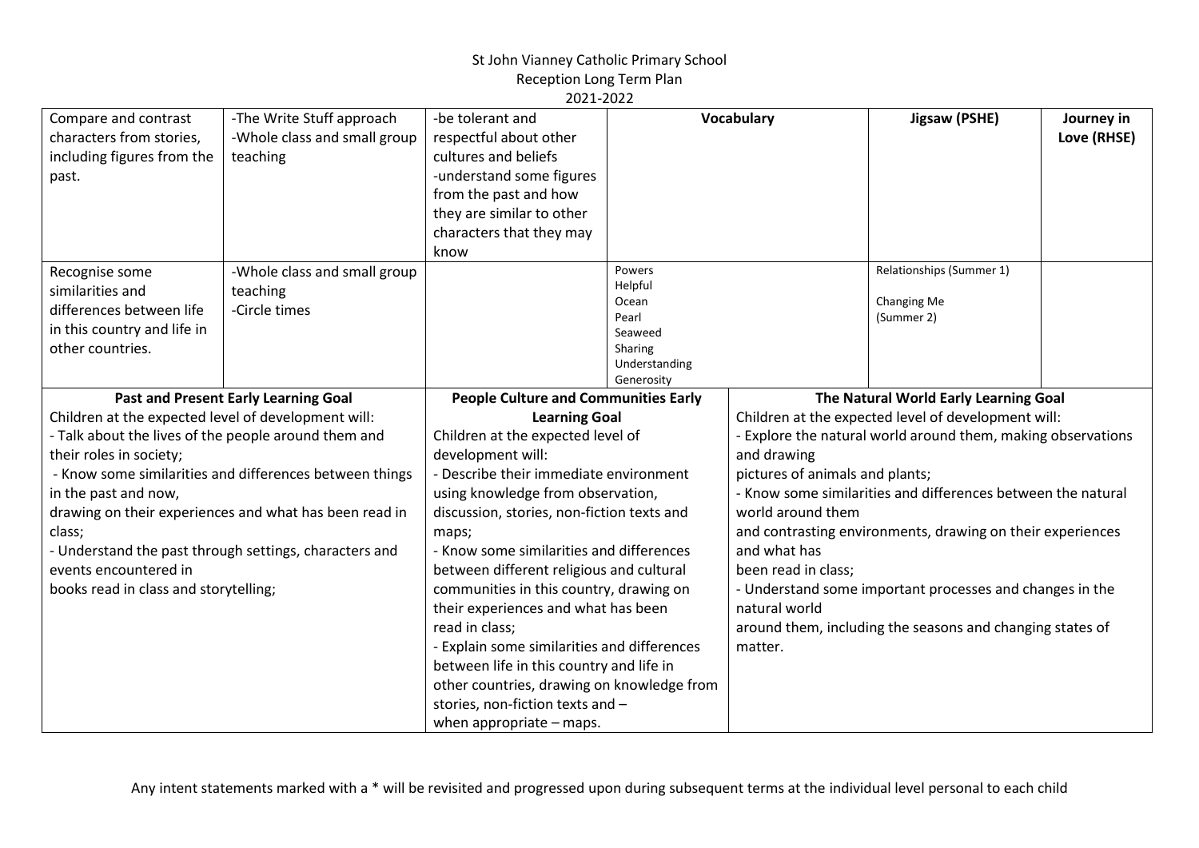St John Vianney Catholic Primary School
Reception Long Term Plan
2021-2022

| | | | | | |
|---|---|---|---|---|---|
| Compare and contrast characters from stories, including figures from the past. | -The Write Stuff approach<br>-Whole class and small group teaching | -be tolerant and respectful about other cultures and beliefs<br>-understand some figures from the past and how they are similar to other characters that they may know | **Vocabulary** | **Jigsaw (PSHE)** | **Journey in Love (RHSE)** |
| Recognise some similarities and differences between life in this country and life in other countries. | -Whole class and small group teaching<br>-Circle times | | Powers<br>Helpful<br>Ocean<br>Pearl<br>Seaweed<br>Sharing<br>Understanding<br>Generosity | Relationships (Summer 1)<br><br>Changing Me (Summer 2) | |

| **Past and Present Early Learning Goal** | **People Culture and Communities Early Learning Goal** | **The Natural World Early Learning Goal** |
|---|---|---|
| Children at the expected level of development will:<br>- Talk about the lives of the people around them and their roles in society;<br>- Know some similarities and differences between things in the past and now, drawing on their experiences and what has been read in class;<br>- Understand the past through settings, characters and events encountered in books read in class and storytelling; | Children at the expected level of development will:<br>- Describe their immediate environment using knowledge from observation, discussion, stories, non-fiction texts and maps;<br>- Know some similarities and differences between different religious and cultural communities in this country, drawing on their experiences and what has been read in class;<br>- Explain some similarities and differences between life in this country and life in other countries, drawing on knowledge from stories, non-fiction texts and – when appropriate – maps. | Children at the expected level of development will:<br>- Explore the natural world around them, making observations and drawing pictures of animals and plants;<br>- Know some similarities and differences between the natural world around them and contrasting environments, drawing on their experiences and what has been read in class;<br>- Understand some important processes and changes in the natural world around them, including the seasons and changing states of matter. |

Any intent statements marked with a * will be revisited and progressed upon during subsequent terms at the individual level personal to each child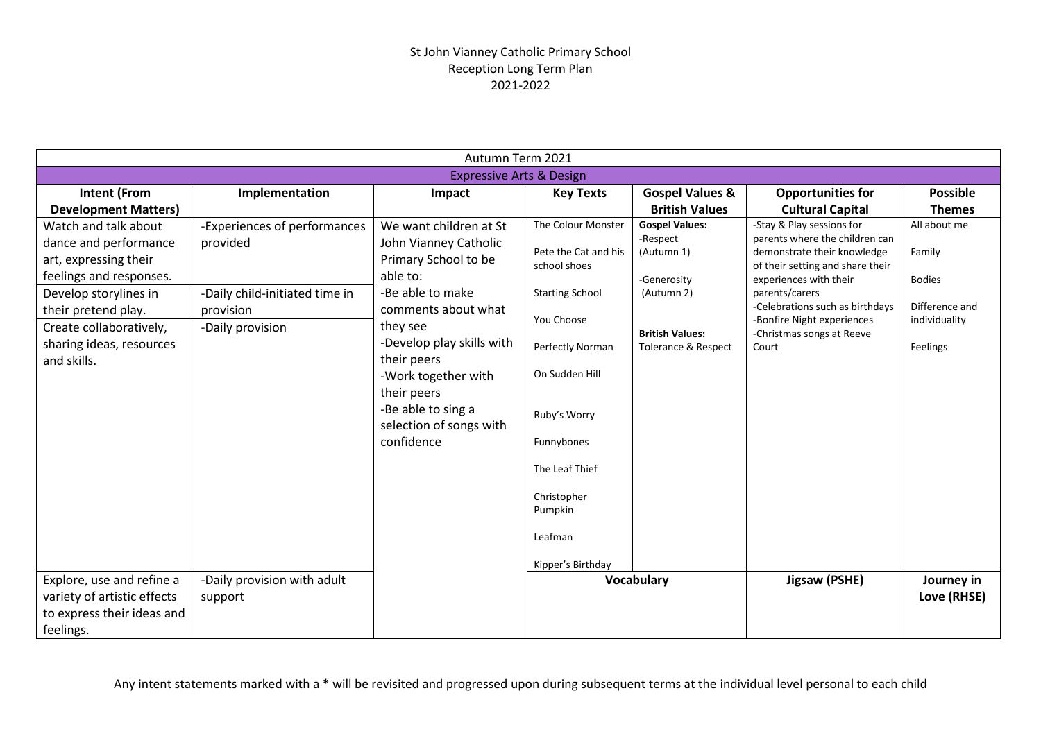St John Vianney Catholic Primary School
Reception Long Term Plan
2021-2022

| Autumn Term 2021 | | | | | | |
|---|---|---|---|---|---|---|
| Expressive Arts & Design | | | | | | |
| **Intent (From Development Matters)** | **Implementation** | **Impact** | **Key Texts** | **Gospel Values & British Values** | **Opportunities for Cultural Capital** | **Possible Themes** |
| Watch and talk about dance and performance art, expressing their feelings and responses.<br>Develop storylines in their pretend play.<br>Create collaboratively, sharing ideas, resources and skills. | -Experiences of performances provided<br>-Daily child-initiated time in provision<br>-Daily provision | We want children at St John Vianney Catholic Primary School to be able to:<br>-Be able to make comments about what they see<br>-Develop play skills with their peers<br>-Work together with their peers<br>-Be able to sing a selection of songs with confidence | The Colour Monster<br>Pete the Cat and his school shoes<br>Starting School<br>You Choose<br>Perfectly Norman<br>On Sudden Hill<br>Ruby's Worry<br>Funnybones<br>The Leaf Thief<br>Christopher Pumpkin<br>Leafman<br>Kipper's Birthday | **Gospel Values:**<br>-Respect (Autumn 1)<br>-Generosity (Autumn 2)<br>**British Values:**<br>Tolerance & Respect | -Stay & Play sessions for parents where the children can demonstrate their knowledge of their setting and share their experiences with their parents/carers<br>-Celebrations such as birthdays<br>-Bonfire Night experiences<br>-Christmas songs at Reeve Court | All about me<br>Family<br>Bodies<br>Difference and individuality<br>Feelings |
| Explore, use and refine a variety of artistic effects to express their ideas and feelings. | -Daily provision with adult support | | **Vocabulary** | | **Jigsaw (PSHE)** | **Journey in Love (RHSE)** |

Any intent statements marked with a * will be revisited and progressed upon during subsequent terms at the individual level personal to each child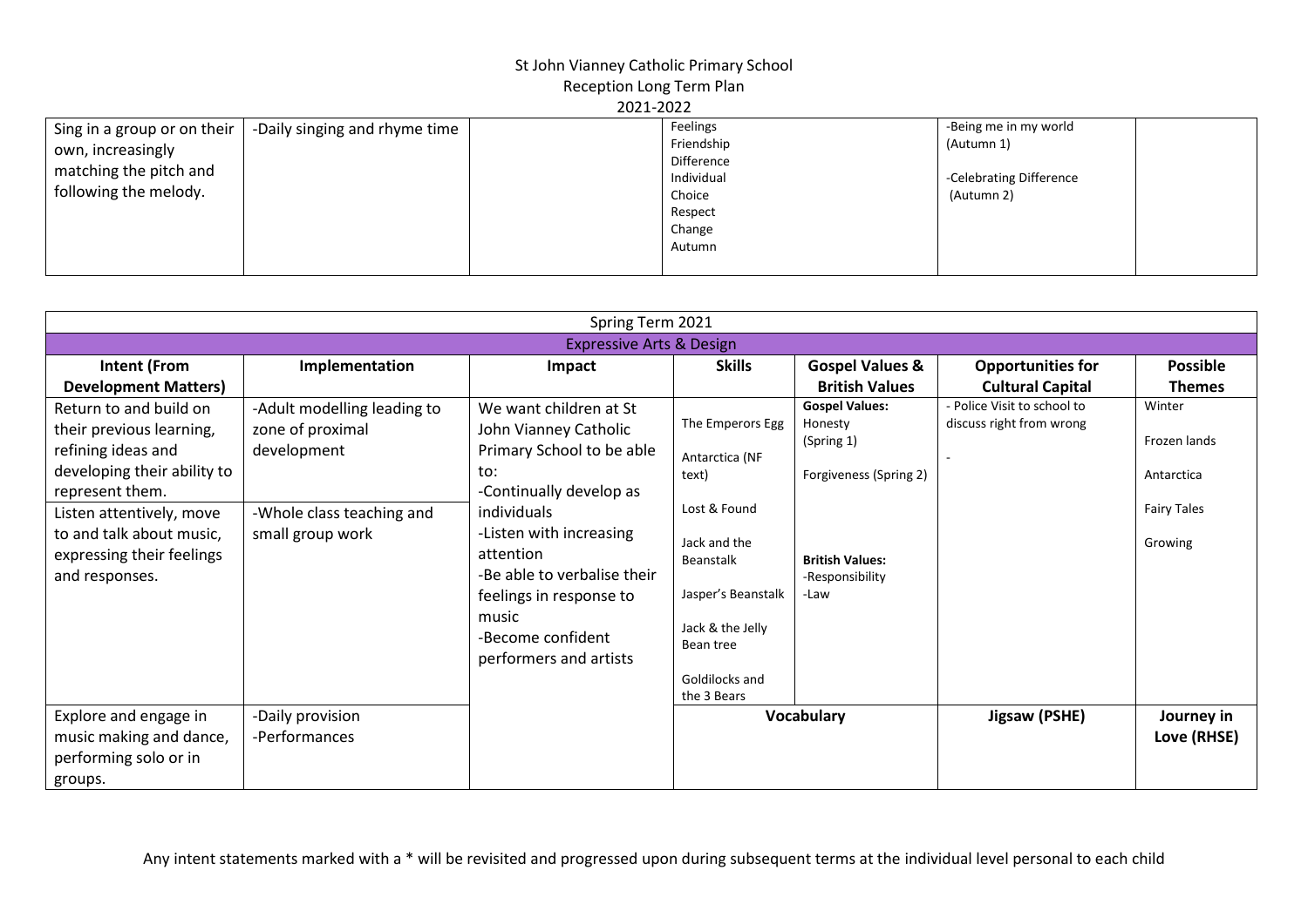St John Vianney Catholic Primary School
Reception Long Term Plan
2021-2022

| | | | | | | |
|---|---|---|---|---|---|---|
| Sing in a group or on their own, increasingly matching the pitch and following the melody. | -Daily singing and rhyme time | | Feelings<br>Friendship<br>Difference<br>Individual<br>Choice<br>Respect<br>Change<br>Autumn | | -Being me in my world (Autumn 1)<br><br>-Celebrating Difference (Autumn 2) | |

| Spring Term 2021 | | | | | | |
|---|---|---|---|---|---|---|
| **Expressive Arts & Design** | | | | | | |
| **Intent (From Development Matters)** | **Implementation** | **Impact** | **Skills** | **Gospel Values & British Values** | **Opportunities for Cultural Capital** | **Possible Themes** |
| Return to and build on their previous learning, refining ideas and developing their ability to represent them.<br><br>Listen attentively, move to and talk about music, expressing their feelings and responses. | -Adult modelling leading to zone of proximal development<br><br>-Whole class teaching and small group work | We want children at St John Vianney Catholic Primary School to be able to:<br>-Continually develop as individuals<br>-Listen with increasing attention<br>-Be able to verbalise their feelings in response to music<br>-Become confident performers and artists | The Emperors Egg<br><br>Antarctica (NF text)<br><br>Lost & Found<br><br>Jack and the Beanstalk<br><br>Jasper's Beanstalk<br><br>Jack & the Jelly Bean tree<br><br>Goldilocks and the 3 Bears | **Gospel Values:**<br>Honesty (Spring 1)<br><br>Forgiveness (Spring 2)<br><br>**British Values:**<br>-Responsibility<br>-Law | - Police Visit to school to discuss right from wrong<br><br>- | Winter<br><br>Frozen lands<br><br>Antarctica<br><br>Fairy Tales<br><br>Growing |
| | | | **Vocabulary** | | **Jigsaw (PSHE)** | **Journey in Love (RHSE)** |
| Explore and engage in music making and dance, performing solo or in groups. | -Daily provision<br>-Performances | | | | | |

Any intent statements marked with a * will be revisited and progressed upon during subsequent terms at the individual level personal to each child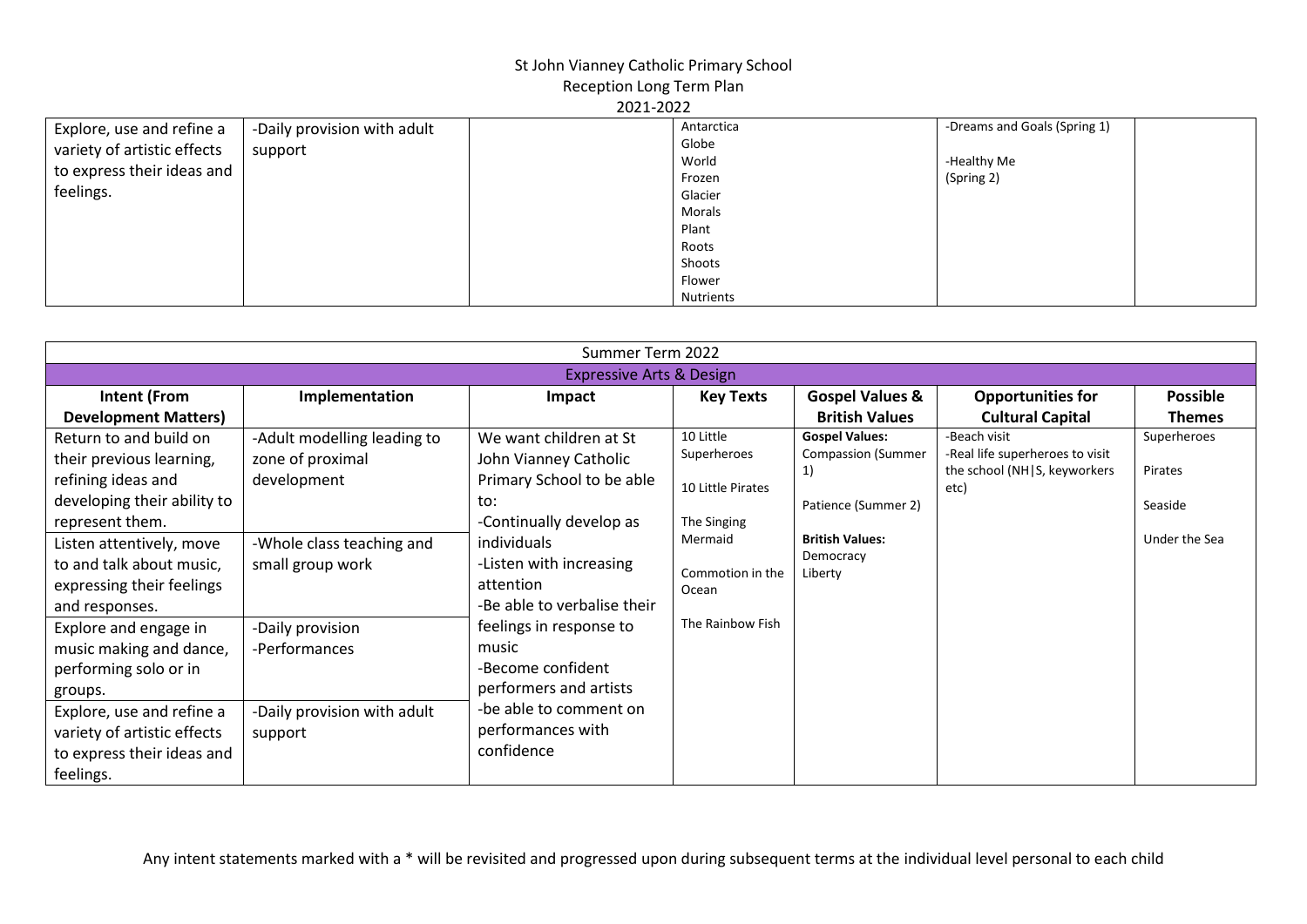St John Vianney Catholic Primary School
Reception Long Term Plan
2021-2022

| | | | | | | |
|---|---|---|---|---|---|---|
| Explore, use and refine a variety of artistic effects to express their ideas and feelings. | -Daily provision with adult support | | Antarctica<br>Globe<br>World<br>Frozen<br>Glacier<br>Morals<br>Plant<br>Roots<br>Shoots<br>Flower<br>Nutrients | -Dreams and Goals (Spring 1)<br><br>-Healthy Me<br>(Spring 2) | | |

| Summer Term 2022 | | | | | | |
|---|---|---|---|---|---|---|
| Expressive Arts & Design | | | | | | |
| **Intent (From Development Matters)** | **Implementation** | **Impact** | **Key Texts** | **Gospel Values & British Values** | **Opportunities for Cultural Capital** | **Possible Themes** |
| Return to and build on their previous learning, refining ideas and developing their ability to represent them. | -Adult modelling leading to zone of proximal development | We want children at St John Vianney Catholic Primary School to be able to:<br>-Continually develop as individuals<br>-Listen with increasing attention<br>-Be able to verbalise their feelings in response to music<br>-Become confident performers and artists<br>-be able to comment on performances with confidence | 10 Little Superheroes<br><br>10 Little Pirates<br><br>The Singing Mermaid<br><br>Commotion in the Ocean<br><br>The Rainbow Fish | **Gospel Values:**<br>Compassion (Summer 1)<br><br>Patience (Summer 2)<br><br>**British Values:**<br>Democracy<br>Liberty | -Beach visit<br>-Real life superheroes to visit the school (NH\|S, keyworkers etc) | Superheroes<br><br>Pirates<br><br>Seaside<br><br>Under the Sea |
| Listen attentively, move to and talk about music, expressing their feelings and responses. | -Whole class teaching and small group work | | | | | |
| Explore and engage in music making and dance, performing solo or in groups. | -Daily provision<br>-Performances | | | | | |
| Explore, use and refine a variety of artistic effects to express their ideas and feelings. | -Daily provision with adult support | | | | | |

Any intent statements marked with a * will be revisited and progressed upon during subsequent terms at the individual level personal to each child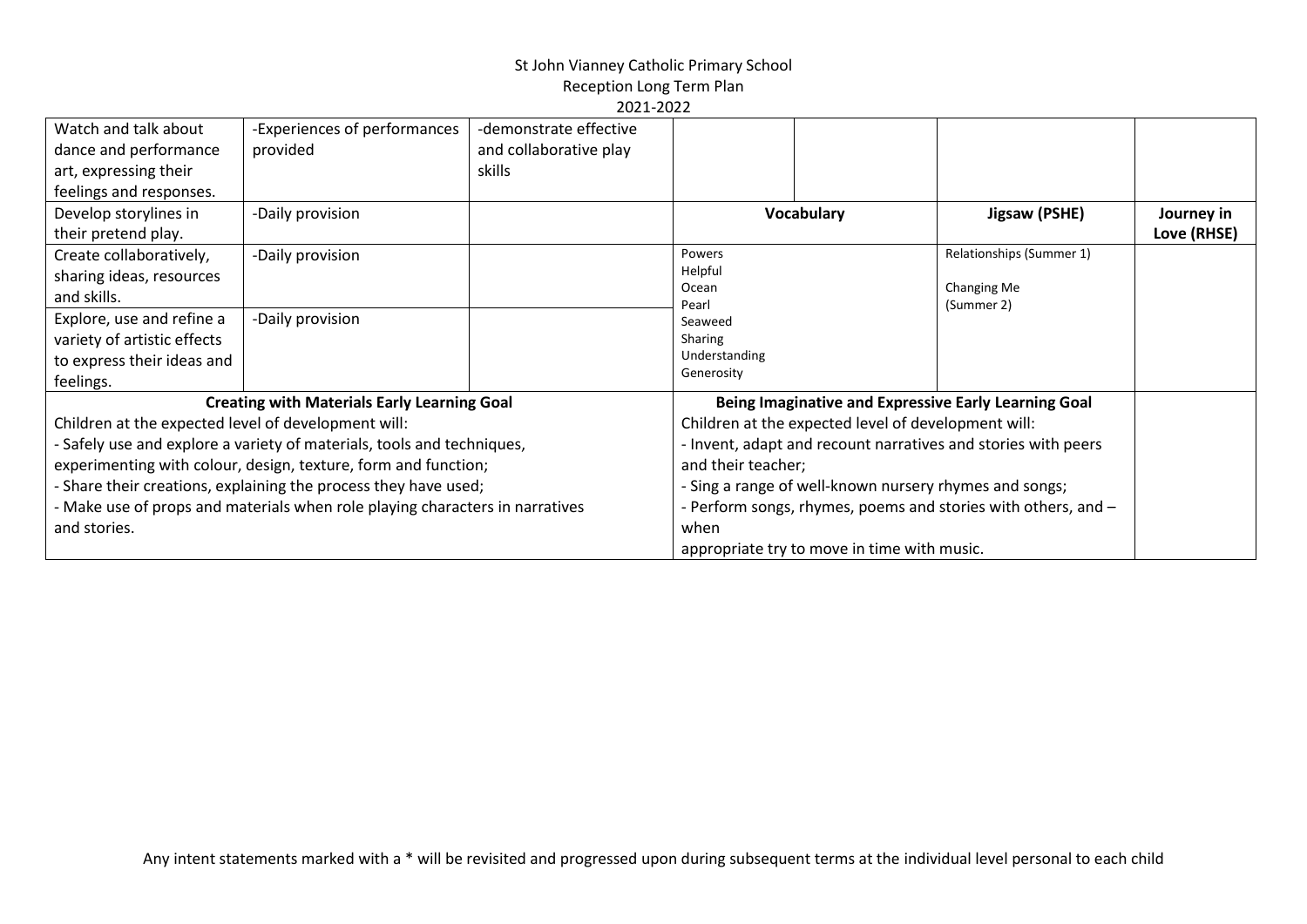St John Vianney Catholic Primary School
Reception Long Term Plan
2021-2022

| | | | | | | |
|---|---|---|---|---|---|---|
| Watch and talk about dance and performance art, expressing their feelings and responses. | -Experiences of performances provided | -demonstrate effective and collaborative play skills | | | | |
| Develop storylines in their pretend play. | -Daily provision | | **Vocabulary** | | **Jigsaw (PSHE)** | **Journey in Love (RHSE)** |
| Create collaboratively, sharing ideas, resources and skills. | -Daily provision | | Powers<br>Helpful<br>Ocean<br>Pearl<br>Seaweed<br>Sharing<br>Understanding<br>Generosity | | Relationships (Summer 1)<br><br>Changing Me (Summer 2) | |
| Explore, use and refine a variety of artistic effects to express their ideas and feelings. | -Daily provision | | | | | |
| **Creating with Materials Early Learning Goal**<br>Children at the expected level of development will:<br>- Safely use and explore a variety of materials, tools and techniques, experimenting with colour, design, texture, form and function;<br>- Share their creations, explaining the process they have used;<br>- Make use of props and materials when role playing characters in narratives and stories. | | | **Being Imaginative and Expressive Early Learning Goal**<br>Children at the expected level of development will:<br>- Invent, adapt and recount narratives and stories with peers and their teacher;<br>- Sing a range of well-known nursery rhymes and songs;<br>- Perform songs, rhymes, poems and stories with others, and – when appropriate try to move in time with music. | | | |

Any intent statements marked with a * will be revisited and progressed upon during subsequent terms at the individual level personal to each child